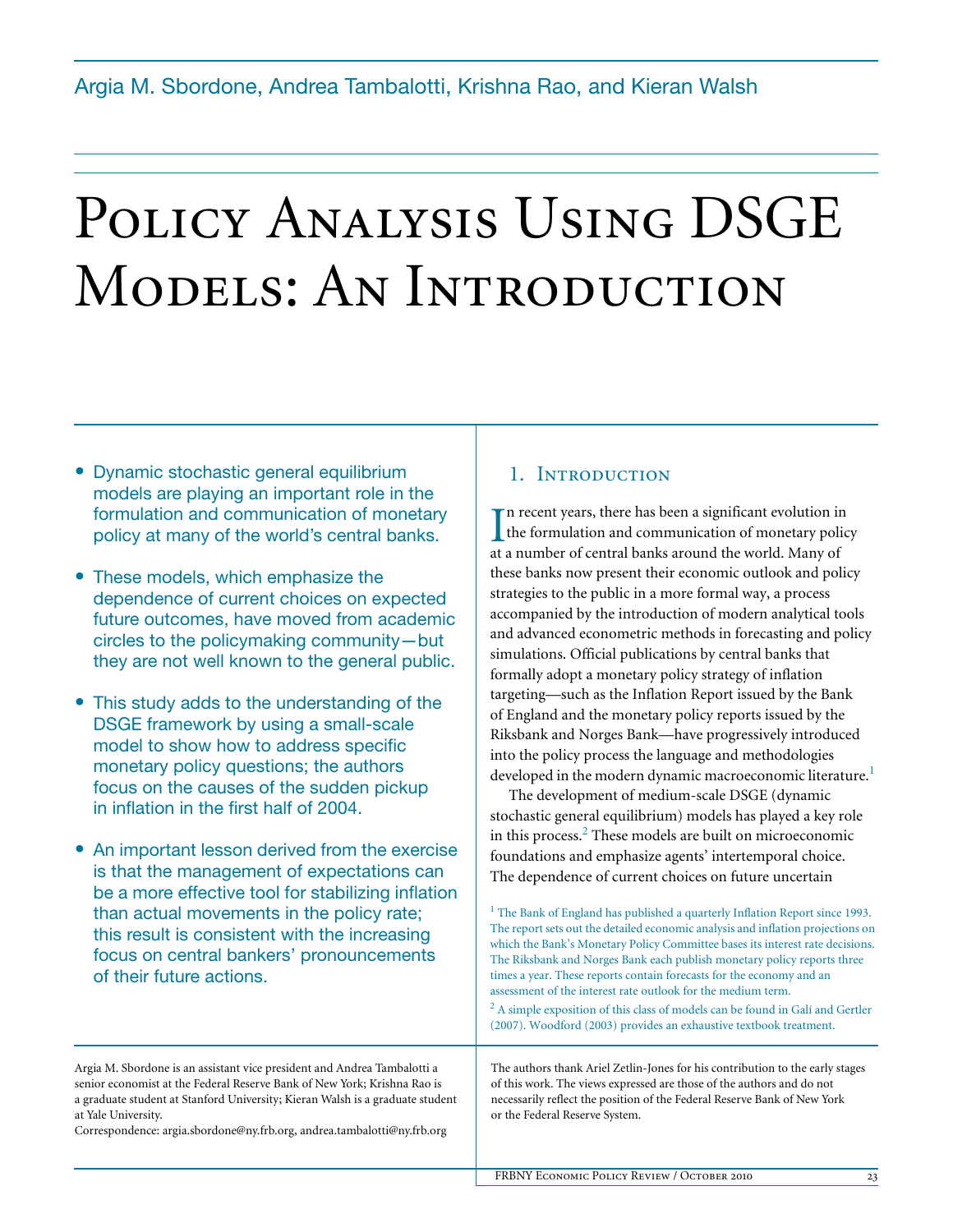Argia M. Sbordone, Andrea Tambalotti, Krishna Rao, and Kieran Walsh

# Policy Analysis Using DSGE Models: An Introduction

- Dynamic stochastic general equilibrium models are playing an important role in the formulation and communication of monetary policy at many of the world's central banks.
- These models, which emphasize the dependence of current choices on expected future outcomes, have moved from academic circles to the policymaking community—but they are not well known to the general public.
- This study adds to the understanding of the DSGE framework by using a small-scale model to show how to address specific monetary policy questions; the authors focus on the causes of the sudden pickup in inflation in the first half of 2004.
- An important lesson derived from the exercise is that the management of expectations can be a more effective tool for stabilizing inflation than actual movements in the policy rate; this result is consistent with the increasing focus on central bankers' pronouncements of their future actions.

Argia M. Sbordone is an assistant vice president and Andrea Tambalotti a senior economist at the Federal Reserve Bank of New York; Krishna Rao is a graduate student at Stanford University; Kieran Walsh is a graduate student at Yale University.
Correspondence: argia.sbordone@ny.frb.org, andrea.tambalotti@ny.frb.org

## 1. Introduction

In recent years, there has been a significant evolution in the formulation and communication of monetary policy at a number of central banks around the world. Many of these banks now present their economic outlook and policy strategies to the public in a more formal way, a process accompanied by the introduction of modern analytical tools and advanced econometric methods in forecasting and policy simulations. Official publications by central banks that formally adopt a monetary policy strategy of inflation targeting—such as the Inflation Report issued by the Bank of England and the monetary policy reports issued by the Riksbank and Norges Bank—have progressively introduced into the policy process the language and methodologies developed in the modern dynamic macroeconomic literature.[1]

The development of medium-scale DSGE (dynamic stochastic general equilibrium) models has played a key role in this process.[2] These models are built on microeconomic foundations and emphasize agents' intertemporal choice. The dependence of current choices on future uncertain

[1] The Bank of England has published a quarterly Inflation Report since 1993. The report sets out the detailed economic analysis and inflation projections on which the Bank's Monetary Policy Committee bases its interest rate decisions. The Riksbank and Norges Bank each publish monetary policy reports three times a year. These reports contain forecasts for the economy and an assessment of the interest rate outlook for the medium term.

[2] A simple exposition of this class of models can be found in Galí and Gertler (2007). Woodford (2003) provides an exhaustive textbook treatment.

The authors thank Ariel Zetlin-Jones for his contribution to the early stages of this work. The views expressed are those of the authors and do not necessarily reflect the position of the Federal Reserve Bank of New York or the Federal Reserve System.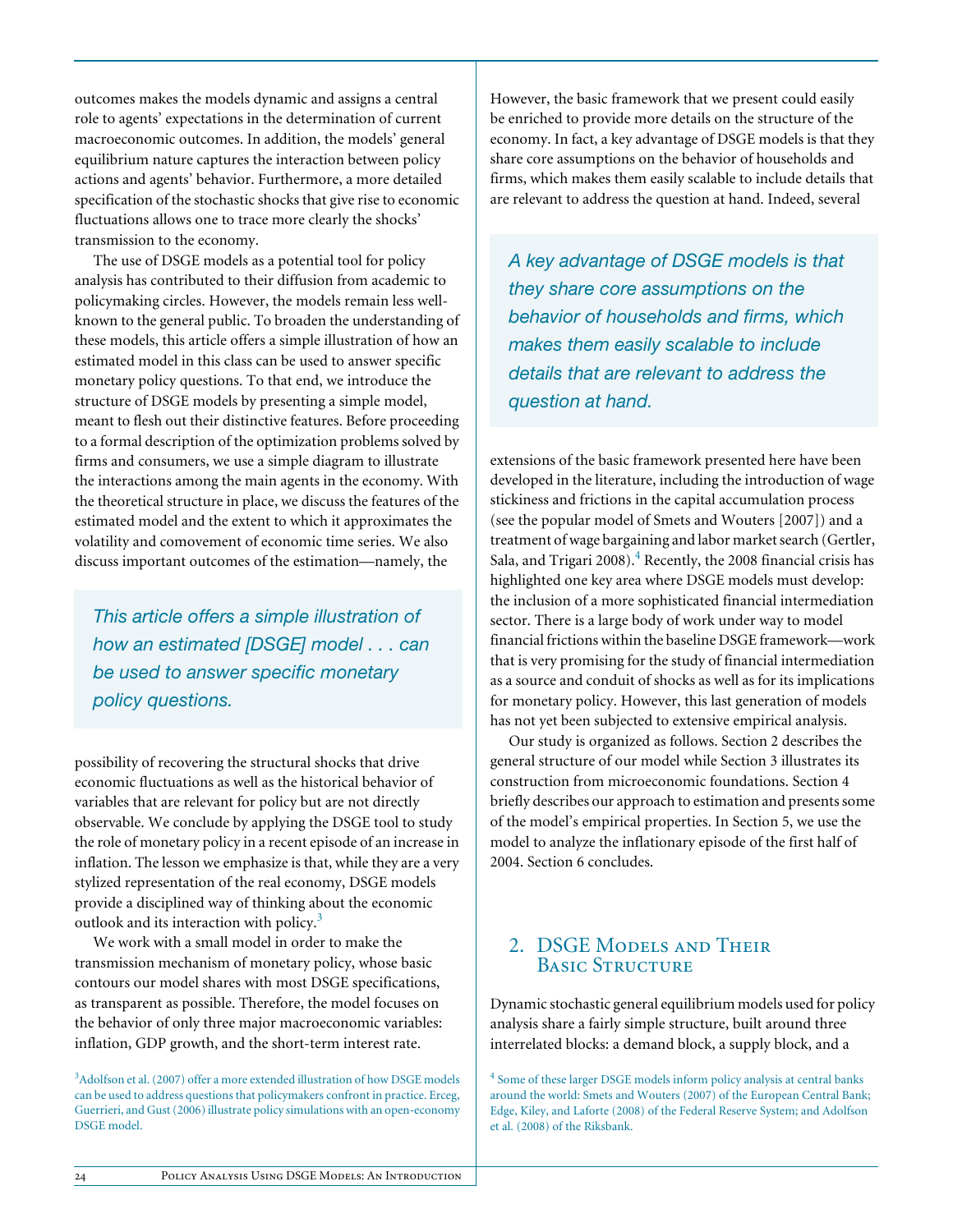outcomes makes the models dynamic and assigns a central role to agents' expectations in the determination of current macroeconomic outcomes. In addition, the models' general equilibrium nature captures the interaction between policy actions and agents' behavior. Furthermore, a more detailed specification of the stochastic shocks that give rise to economic fluctuations allows one to trace more clearly the shocks' transmission to the economy.

The use of DSGE models as a potential tool for policy analysis has contributed to their diffusion from academic to policymaking circles. However, the models remain less well-known to the general public. To broaden the understanding of these models, this article offers a simple illustration of how an estimated model in this class can be used to answer specific monetary policy questions. To that end, we introduce the structure of DSGE models by presenting a simple model, meant to flesh out their distinctive features. Before proceeding to a formal description of the optimization problems solved by firms and consumers, we use a simple diagram to illustrate the interactions among the main agents in the economy. With the theoretical structure in place, we discuss the features of the estimated model and the extent to which it approximates the volatility and comovement of economic time series. We also discuss important outcomes of the estimation—namely, the possibility of recovering the structural shocks that drive economic fluctuations as well as the historical behavior of variables that are relevant for policy but are not directly observable. We conclude by applying the DSGE tool to study the role of monetary policy in a recent episode of an increase in inflation. The lesson we emphasize is that, while they are a very stylized representation of the real economy, DSGE models provide a disciplined way of thinking about the economic outlook and its interaction with policy.[3]

> *This article offers a simple illustration of how an estimated [DSGE] model . . . can be used to answer specific monetary policy questions.*

We work with a small model in order to make the transmission mechanism of monetary policy, whose basic contours our model shares with most DSGE specifications, as transparent as possible. Therefore, the model focuses on the behavior of only three major macroeconomic variables: inflation, GDP growth, and the short-term interest rate. However, the basic framework that we present could easily be enriched to provide more details on the structure of the economy. In fact, a key advantage of DSGE models is that they share core assumptions on the behavior of households and firms, which makes them easily scalable to include details that are relevant to address the question at hand. Indeed, several extensions of the basic framework presented here have been developed in the literature, including the introduction of wage stickiness and frictions in the capital accumulation process (see the popular model of Smets and Wouters [2007]) and a treatment of wage bargaining and labor market search (Gertler, Sala, and Trigari 2008).[4] Recently, the 2008 financial crisis has highlighted one key area where DSGE models must develop: the inclusion of a more sophisticated financial intermediation sector. There is a large body of work under way to model financial frictions within the baseline DSGE framework—work that is very promising for the study of financial intermediation as a source and conduit of shocks as well as for its implications for monetary policy. However, this last generation of models has not yet been subjected to extensive empirical analysis.

> *A key advantage of DSGE models is that they share core assumptions on the behavior of households and firms, which makes them easily scalable to include details that are relevant to address the question at hand.*

Our study is organized as follows. Section 2 describes the general structure of our model while Section 3 illustrates its construction from microeconomic foundations. Section 4 briefly describes our approach to estimation and presents some of the model's empirical properties. In Section 5, we use the model to analyze the inflationary episode of the first half of 2004. Section 6 concludes.

## 2. DSGE Models and Their Basic Structure

Dynamic stochastic general equilibrium models used for policy analysis share a fairly simple structure, built around three interrelated blocks: a demand block, a supply block, and a

[3] Adolfson et al. (2007) offer a more extended illustration of how DSGE models can be used to address questions that policymakers confront in practice. Erceg, Guerrieri, and Gust (2006) illustrate policy simulations with an open-economy DSGE model.

[4] Some of these larger DSGE models inform policy analysis at central banks around the world: Smets and Wouters (2007) of the European Central Bank; Edge, Kiley, and Laforte (2008) of the Federal Reserve System; and Adolfson et al. (2008) of the Riksbank.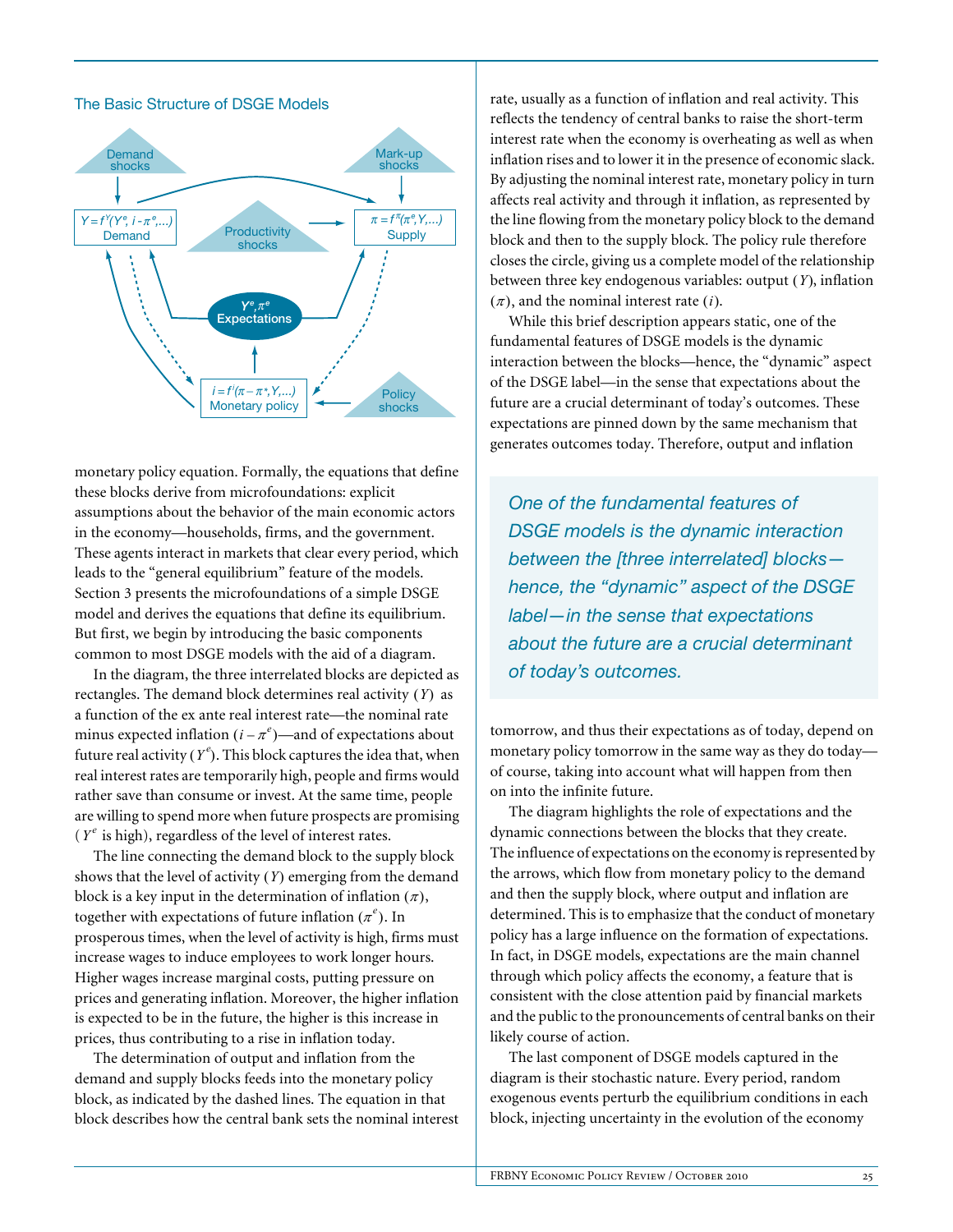### The Basic Structure of DSGE Models

Demand shocks

Mark-up shocks

$Y = f^Y(Y^e, i - \pi^e, \ldots)$
Demand

Productivity shocks

$\pi = f^\pi(\pi^e, Y, \ldots)$
Supply

$Y^e, \pi^e$
Expectations

$i = f^i(\pi - \pi^*, Y, \ldots)$
Monetary policy

Policy shocks

monetary policy equation. Formally, the equations that define these blocks derive from microfoundations: explicit assumptions about the behavior of the main economic actors in the economy—households, firms, and the government. These agents interact in markets that clear every period, which leads to the "general equilibrium" feature of the models. Section 3 presents the microfoundations of a simple DSGE model and derives the equations that define its equilibrium. But first, we begin by introducing the basic components common to most DSGE models with the aid of a diagram.

In the diagram, the three interrelated blocks are depicted as rectangles. The demand block determines real activity ($Y$) as a function of the ex ante real interest rate—the nominal rate minus expected inflation ($i - \pi^e$)—and of expectations about future real activity ($Y^e$). This block captures the idea that, when real interest rates are temporarily high, people and firms would rather save than consume or invest. At the same time, people are willing to spend more when future prospects are promising ($Y^e$ is high), regardless of the level of interest rates.

The line connecting the demand block to the supply block shows that the level of activity ($Y$) emerging from the demand block is a key input in the determination of inflation ($\pi$), together with expectations of future inflation ($\pi^e$). In prosperous times, when the level of activity is high, firms must increase wages to induce employees to work longer hours. Higher wages increase marginal costs, putting pressure on prices and generating inflation. Moreover, the higher inflation is expected to be in the future, the higher is this increase in prices, thus contributing to a rise in inflation today.

The determination of output and inflation from the demand and supply blocks feeds into the monetary policy block, as indicated by the dashed lines. The equation in that block describes how the central bank sets the nominal interest rate, usually as a function of inflation and real activity. This reflects the tendency of central banks to raise the short-term interest rate when the economy is overheating as well as when inflation rises and to lower it in the presence of economic slack. By adjusting the nominal interest rate, monetary policy in turn affects real activity and through it inflation, as represented by the line flowing from the monetary policy block to the demand block and then to the supply block. The policy rule therefore closes the circle, giving us a complete model of the relationship between three key endogenous variables: output ($Y$), inflation ($\pi$), and the nominal interest rate ($i$).

While this brief description appears static, one of the fundamental features of DSGE models is the dynamic interaction between the blocks—hence, the "dynamic" aspect of the DSGE label—in the sense that expectations about the future are a crucial determinant of today's outcomes. These expectations are pinned down by the same mechanism that generates outcomes today. Therefore, output and inflation tomorrow, and thus their expectations as of today, depend on monetary policy tomorrow in the same way as they do today—of course, taking into account what will happen from then on into the infinite future.

> *One of the fundamental features of DSGE models is the dynamic interaction between the [three interrelated] blocks—hence, the "dynamic" aspect of the DSGE label—in the sense that expectations about the future are a crucial determinant of today's outcomes.*

The diagram highlights the role of expectations and the dynamic connections between the blocks that they create. The influence of expectations on the economy is represented by the arrows, which flow from monetary policy to the demand and then the supply block, where output and inflation are determined. This is to emphasize that the conduct of monetary policy has a large influence on the formation of expectations. In fact, in DSGE models, expectations are the main channel through which policy affects the economy, a feature that is consistent with the close attention paid by financial markets and the public to the pronouncements of central banks on their likely course of action.

The last component of DSGE models captured in the diagram is their stochastic nature. Every period, random exogenous events perturb the equilibrium conditions in each block, injecting uncertainty in the evolution of the economy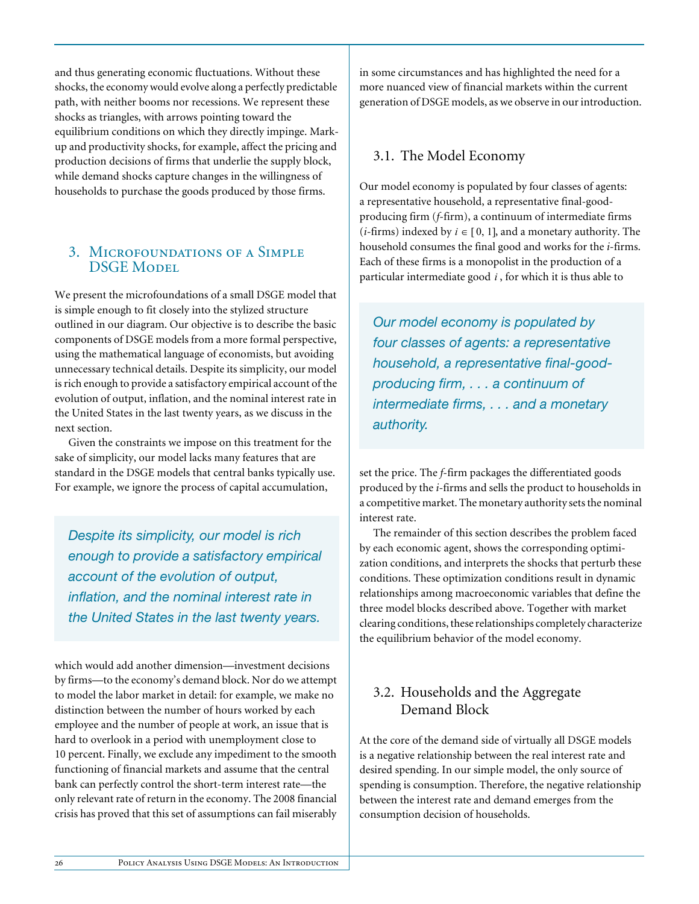and thus generating economic fluctuations. Without these shocks, the economy would evolve along a perfectly predictable path, with neither booms nor recessions. We represent these shocks as triangles, with arrows pointing toward the equilibrium conditions on which they directly impinge. Markup and productivity shocks, for example, affect the pricing and production decisions of firms that underlie the supply block, while demand shocks capture changes in the willingness of households to purchase the goods produced by those firms.

## 3. Microfoundations of a Simple DSGE Model

We present the microfoundations of a small DSGE model that is simple enough to fit closely into the stylized structure outlined in our diagram. Our objective is to describe the basic components of DSGE models from a more formal perspective, using the mathematical language of economists, but avoiding unnecessary technical details. Despite its simplicity, our model is rich enough to provide a satisfactory empirical account of the evolution of output, inflation, and the nominal interest rate in the United States in the last twenty years, as we discuss in the next section.

Given the constraints we impose on this treatment for the sake of simplicity, our model lacks many features that are standard in the DSGE models that central banks typically use. For example, we ignore the process of capital accumulation, which would add another dimension—investment decisions by firms—to the economy's demand block. Nor do we attempt to model the labor market in detail: for example, we make no distinction between the number of hours worked by each employee and the number of people at work, an issue that is hard to overlook in a period with unemployment close to 10 percent. Finally, we exclude any impediment to the smooth functioning of financial markets and assume that the central bank can perfectly control the short-term interest rate—the only relevant rate of return in the economy. The 2008 financial crisis has proved that this set of assumptions can fail miserably in some circumstances and has highlighted the need for a more nuanced view of financial markets within the current generation of DSGE models, as we observe in our introduction.

> *Despite its simplicity, our model is rich enough to provide a satisfactory empirical account of the evolution of output, inflation, and the nominal interest rate in the United States in the last twenty years.*

### 3.1. The Model Economy

Our model economy is populated by four classes of agents: a representative household, a representative final-good-producing firm (*f*-firm), a continuum of intermediate firms (*i*-firms) indexed by $i \in [0, 1]$, and a monetary authority. The household consumes the final good and works for the *i*-firms. Each of these firms is a monopolist in the production of a particular intermediate good $i$, for which it is thus able to set the price. The *f*-firm packages the differentiated goods produced by the *i*-firms and sells the product to households in a competitive market. The monetary authority sets the nominal interest rate.

> *Our model economy is populated by four classes of agents: a representative household, a representative final-good-producing firm, . . . a continuum of intermediate firms, . . . and a monetary authority.*

The remainder of this section describes the problem faced by each economic agent, shows the corresponding optimization conditions, and interprets the shocks that perturb these conditions. These optimization conditions result in dynamic relationships among macroeconomic variables that define the three model blocks described above. Together with market clearing conditions, these relationships completely characterize the equilibrium behavior of the model economy.

### 3.2. Households and the Aggregate Demand Block

At the core of the demand side of virtually all DSGE models is a negative relationship between the real interest rate and desired spending. In our simple model, the only source of spending is consumption. Therefore, the negative relationship between the interest rate and demand emerges from the consumption decision of households.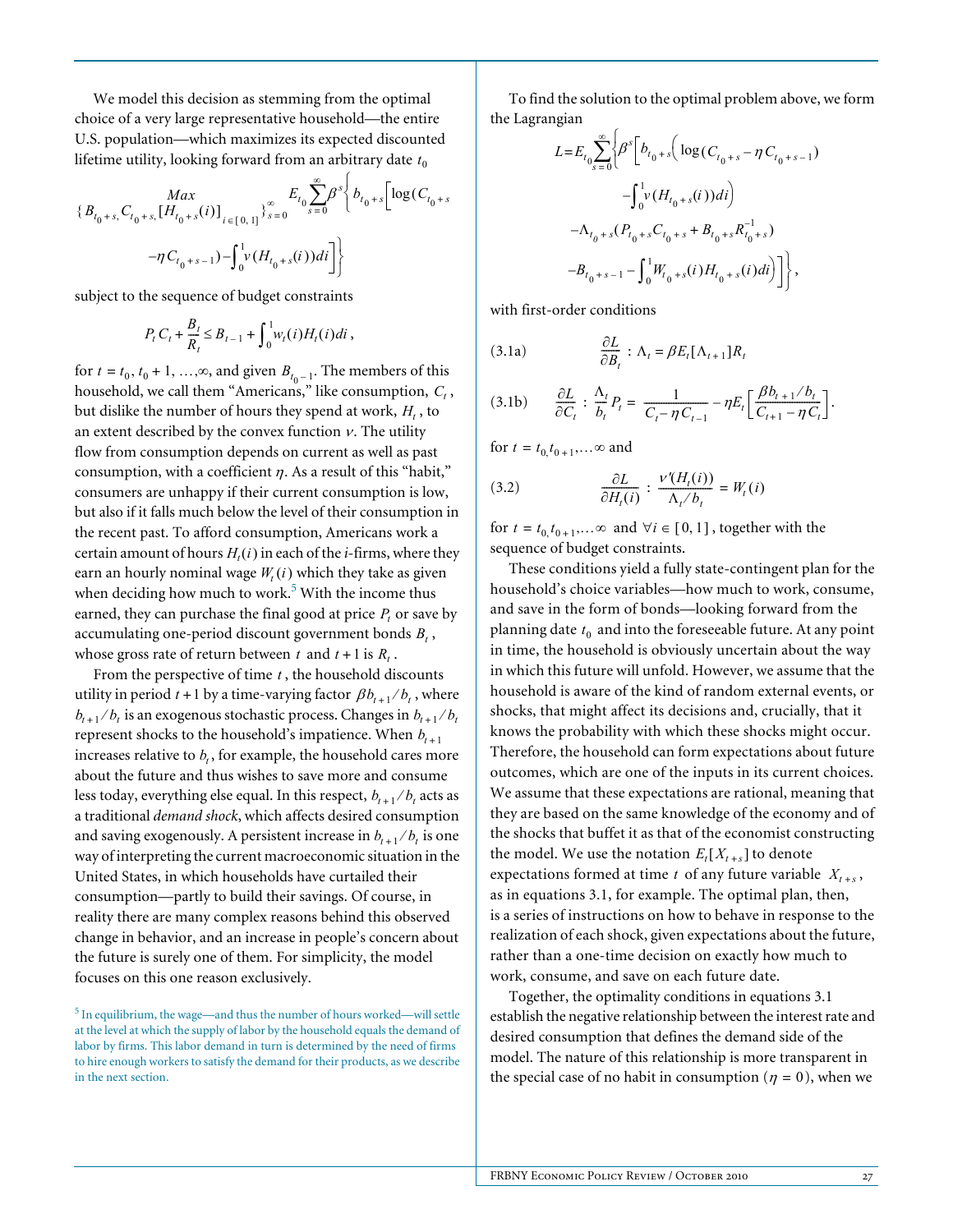We model this decision as stemming from the optimal choice of a very large representative household—the entire U.S. population—which maximizes its expected discounted lifetime utility, looking forward from an arbitrary date $t_0$

$$\underset{\{B_{t_0+s}, C_{t_0+s}, [H_{t_0+s}(i)]_{i\in[0,1]}\}_{s=0}^{\infty}}{Max} E_{t_0}\sum_{s=0}^{\infty}\beta^s\left\{b_{t_0+s}\left[\log(C_{t_0+s} - \eta C_{t_0+s-1}) - \int_0^1 v(H_{t_0+s}(i))di\right]\right\}$$

subject to the sequence of budget constraints

$$P_t C_t + \frac{B_t}{R_t} \leq B_{t-1} + \int_0^1 w_t(i) H_t(i) di,$$

for $t = t_0, t_0+1, \ldots, \infty$, and given $B_{t_0-1}$. The members of this household, we call them "Americans," like consumption, $C_t$, but dislike the number of hours they spend at work, $H_t$, to an extent described by the convex function $v$. The utility flow from consumption depends on current as well as past consumption, with a coefficient $\eta$. As a result of this "habit," consumers are unhappy if their current consumption is low, but also if it falls much below the level of their consumption in the recent past. To afford consumption, Americans work a certain amount of hours $H_t(i)$ in each of the $i$-firms, where they earn an hourly nominal wage $W_t(i)$ which they take as given when deciding how much to work.[5] With the income thus earned, they can purchase the final good at price $P_t$ or save by accumulating one-period discount government bonds $B_t$, whose gross rate of return between $t$ and $t+1$ is $R_t$.

From the perspective of time $t$, the household discounts utility in period $t+1$ by a time-varying factor $\beta b_{t+1}/b_t$, where $b_{t+1}/b_t$ is an exogenous stochastic process. Changes in $b_{t+1}/b_t$ represent shocks to the household's impatience. When $b_{t+1}$ increases relative to $b_t$, for example, the household cares more about the future and thus wishes to save more and consume less today, everything else equal. In this respect, $b_{t+1}/b_t$ acts as a traditional *demand shock*, which affects desired consumption and saving exogenously. A persistent increase in $b_{t+1}/b_t$ is one way of interpreting the current macroeconomic situation in the United States, in which households have curtailed their consumption—partly to build their savings. Of course, in reality there are many complex reasons behind this observed change in behavior, and an increase in people's concern about the future is surely one of them. For simplicity, the model focuses on this one reason exclusively.

[5] In equilibrium, the wage—and thus the number of hours worked—will settle at the level at which the supply of labor by the household equals the demand of labor by firms. This labor demand in turn is determined by the need of firms to hire enough workers to satisfy the demand for their products, as we describe in the next section.

To find the solution to the optimal problem above, we form the Lagrangian

$$L = E_{t_0}\sum_{s=0}^{\infty}\left\{\beta^s\left[b_{t_0+s}\left(\log(C_{t_0+s} - \eta C_{t_0+s-1}) - \int_0^1 v(H_{t_0+s}(i))di\right) - \Lambda_{t_0+s}(P_{t_0+s}C_{t_0+s} + B_{t_0+s}R_{t_0+s}^{-1}) - B_{t_0+s-1} - \int_0^1 W_{t_0+s}(i)H_{t_0+s}(i)di\right)\right]\right\},$$

with first-order conditions

$$\text{(3.1a)} \qquad \frac{\partial L}{\partial B_t}: \Lambda_t = \beta E_t[\Lambda_{t+1}]R_t$$

$$\text{(3.1b)} \qquad \frac{\partial L}{\partial C_t}: \frac{\Lambda_t}{b_t}P_t = \frac{1}{C_t - \eta C_{t-1}} - \eta E_t\left[\frac{\beta b_{t+1}/b_t}{C_{t+1} - \eta C_t}\right].$$

for $t = t_0, t_{0+1}, \ldots \infty$ and

$$\text{(3.2)} \qquad \frac{\partial L}{\partial H_t(i)}: \frac{v'(H_t(i))}{\Lambda_t/b_t} = W_t(i)$$

for $t = t_0, t_0+1, \ldots \infty$ and $\forall i \in [0,1]$, together with the sequence of budget constraints.

These conditions yield a fully state-contingent plan for the household's choice variables—how much to work, consume, and save in the form of bonds—looking forward from the planning date $t_0$ and into the foreseeable future. At any point in time, the household is obviously uncertain about the way in which this future will unfold. However, we assume that the household is aware of the kind of random external events, or shocks, that might affect its decisions and, crucially, that it knows the probability with which these shocks might occur. Therefore, the household can form expectations about future outcomes, which are one of the inputs in its current choices. We assume that these expectations are rational, meaning that they are based on the same knowledge of the economy and of the shocks that buffet it as that of the economist constructing the model. We use the notation $E_t[X_{t+s}]$ to denote expectations formed at time $t$ of any future variable $X_{t+s}$, as in equations 3.1, for example. The optimal plan, then, is a series of instructions on how to behave in response to the realization of each shock, given expectations about the future, rather than a one-time decision on exactly how much to work, consume, and save on each future date.

Together, the optimality conditions in equations 3.1 establish the negative relationship between the interest rate and desired consumption that defines the demand side of the model. The nature of this relationship is more transparent in the special case of no habit in consumption ($\eta = 0$), when we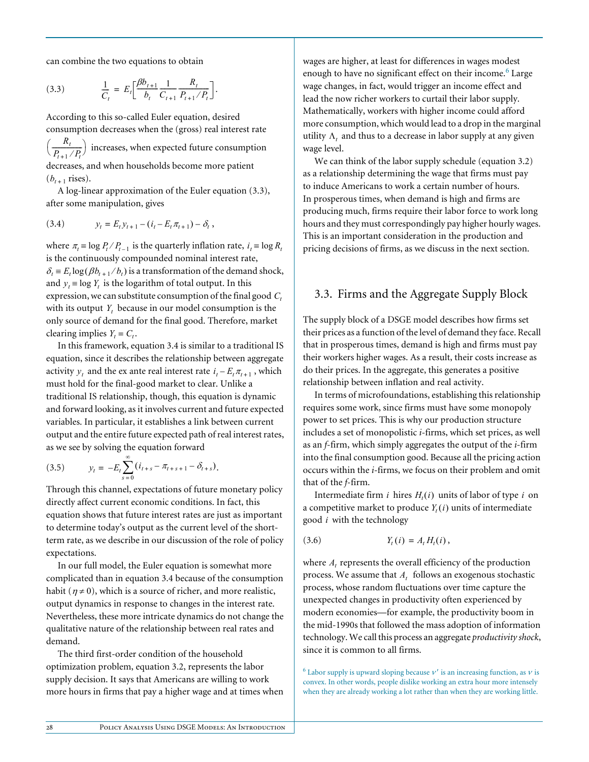can combine the two equations to obtain

$$(3.3) \qquad \frac{1}{C_t} = E_t\left[\frac{\beta b_{t+1}}{b_t}\frac{1}{C_{t+1}}\frac{R_t}{P_{t+1}/P_t}\right].$$

According to this so-called Euler equation, desired consumption decreases when the (gross) real interest rate $\left(\frac{R_t}{P_{t+1}/P_t}\right)$ increases, when expected future consumption decreases, and when households become more patient ($b_{t+1}$ rises).

A log-linear approximation of the Euler equation (3.3), after some manipulation, gives

$$(3.4) \qquad y_t = E_t y_{t+1} - (i_t - E_t \pi_{t+1}) - \delta_t,$$

where $\pi_t \equiv \log P_t / P_{t-1}$ is the quarterly inflation rate, $i_t \equiv \log R_t$ is the continuously compounded nominal interest rate, $\delta_t \equiv E_t \log(\beta b_{t+1}/b_t)$ is a transformation of the demand shock, and $y_t \equiv \log Y_t$ is the logarithm of total output. In this expression, we can substitute consumption of the final good $C_t$ with its output $Y_t$ because in our model consumption is the only source of demand for the final good. Therefore, market clearing implies $Y_t = C_t$.

In this framework, equation 3.4 is similar to a traditional IS equation, since it describes the relationship between aggregate activity $y_t$ and the ex ante real interest rate $i_t - E_t\pi_{t+1}$, which must hold for the final-good market to clear. Unlike a traditional IS relationship, though, this equation is dynamic and forward looking, as it involves current and future expected variables. In particular, it establishes a link between current output and the entire future expected path of real interest rates, as we see by solving the equation forward

$$(3.5) \qquad y_t = -E_t \sum_{s=0}^{\infty} (i_{t+s} - \pi_{t+s+1} - \delta_{t+s}).$$

Through this channel, expectations of future monetary policy directly affect current economic conditions. In fact, this equation shows that future interest rates are just as important to determine today's output as the current level of the short-term rate, as we describe in our discussion of the role of policy expectations.

In our full model, the Euler equation is somewhat more complicated than in equation 3.4 because of the consumption habit ($\eta \neq 0$), which is a source of richer, and more realistic, output dynamics in response to changes in the interest rate. Nevertheless, these more intricate dynamics do not change the qualitative nature of the relationship between real rates and demand.

The third first-order condition of the household optimization problem, equation 3.2, represents the labor supply decision. It says that Americans are willing to work more hours in firms that pay a higher wage and at times when wages are higher, at least for differences in wages modest enough to have no significant effect on their income.[6] Large wage changes, in fact, would trigger an income effect and lead the now richer workers to curtail their labor supply. Mathematically, workers with higher income could afford more consumption, which would lead to a drop in the marginal utility $\Lambda_t$ and thus to a decrease in labor supply at any given wage level.

We can think of the labor supply schedule (equation 3.2) as a relationship determining the wage that firms must pay to induce Americans to work a certain number of hours. In prosperous times, when demand is high and firms are producing much, firms require their labor force to work long hours and they must correspondingly pay higher hourly wages. This is an important consideration in the production and pricing decisions of firms, as we discuss in the next section.

## 3.3. Firms and the Aggregate Supply Block

The supply block of a DSGE model describes how firms set their prices as a function of the level of demand they face. Recall that in prosperous times, demand is high and firms must pay their workers higher wages. As a result, their costs increase as do their prices. In the aggregate, this generates a positive relationship between inflation and real activity.

In terms of microfoundations, establishing this relationship requires some work, since firms must have some monopoly power to set prices. This is why our production structure includes a set of monopolistic *i*-firms, which set prices, as well as an *f*-firm, which simply aggregates the output of the *i*-firm into the final consumption good. Because all the pricing action occurs within the *i*-firms, we focus on their problem and omit that of the *f*-firm.

Intermediate firm $i$ hires $H_t(i)$ units of labor of type $i$ on a competitive market to produce $Y_t(i)$ units of intermediate good $i$ with the technology

$$(3.6) \qquad Y_t(i) = A_t H_t(i),$$

where $A_t$ represents the overall efficiency of the production process. We assume that $A_t$ follows an exogenous stochastic process, whose random fluctuations over time capture the unexpected changes in productivity often experienced by modern economies—for example, the productivity boom in the mid-1990s that followed the mass adoption of information technology. We call this process an aggregate *productivity shock*, since it is common to all firms.

[6] Labor supply is upward sloping because $\nu'$ is an increasing function, as $\nu$ is convex. In other words, people dislike working an extra hour more intensely when they are already working a lot rather than when they are working little.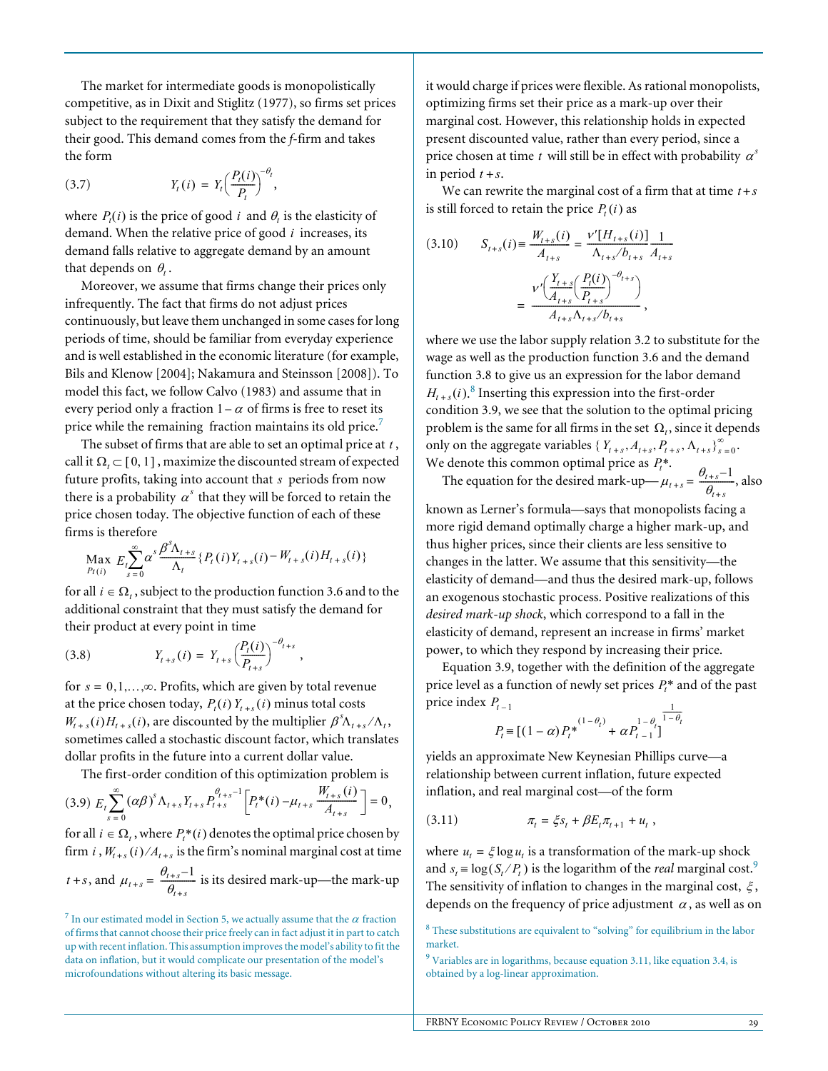The market for intermediate goods is monopolistically competitive, as in Dixit and Stiglitz (1977), so firms set prices subject to the requirement that they satisfy the demand for their good. This demand comes from the *f*-firm and takes the form

$$Y_t(i) = Y_t\left(\frac{P_t(i)}{P_t}\right)^{-\theta_t}, \tag{3.7}$$

where $P_t(i)$ is the price of good $i$ and $\theta_t$ is the elasticity of demand. When the relative price of good $i$ increases, its demand falls relative to aggregate demand by an amount that depends on $\theta_t$.

Moreover, we assume that firms change their prices only infrequently. The fact that firms do not adjust prices continuously, but leave them unchanged in some cases for long periods of time, should be familiar from everyday experience and is well established in the economic literature (for example, Bils and Klenow [2004]; Nakamura and Steinsson [2008]). To model this fact, we follow Calvo (1983) and assume that in every period only a fraction $1-\alpha$ of firms is free to reset its price while the remaining fraction maintains its old price.[7]

The subset of firms that are able to set an optimal price at $t$, call it $\Omega_t \subset [0,1]$, maximize the discounted stream of expected future profits, taking into account that $s$ periods from now there is a probability $\alpha^s$ that they will be forced to retain the price chosen today. The objective function of each of these firms is therefore

$$\underset{P_t(i)}{\text{Max}}\ E_t \sum_{s=0}^{\infty} \alpha^s \frac{\beta^s \Lambda_{t+s}}{\Lambda_t} \{P_t(i) Y_{t+s}(i) - W_{t+s}(i) H_{t+s}(i)\}$$

for all $i \in \Omega_t$, subject to the production function 3.6 and to the additional constraint that they must satisfy the demand for their product at every point in time

$$Y_{t+s}(i) = Y_{t+s}\left(\frac{P_t(i)}{P_{t+s}}\right)^{-\theta_{t+s}}, \tag{3.8}$$

for $s = 0, 1, \ldots, \infty$. Profits, which are given by total revenue at the price chosen today, $P_t(i) Y_{t+s}(i)$ minus total costs $W_{t+s}(i) H_{t+s}(i)$, are discounted by the multiplier $\beta^s \Lambda_{t+s}/\Lambda_t$, sometimes called a stochastic discount factor, which translates dollar profits in the future into a current dollar value.

The first-order condition of this optimization problem is

$$E_t \sum_{s=0}^{\infty} (\alpha\beta)^s \Lambda_{t+s} Y_{t+s} P_{t+s}^{\theta_{t+s}-1}\left[P_t^*(i) - \mu_{t+s}\frac{W_{t+s}(i)}{A_{t+s}}\right] = 0, \tag{3.9}$$

for all $i \in \Omega_t$, where $P_t^*(i)$ denotes the optimal price chosen by firm $i$, $W_{t+s}(i)/A_{t+s}$ is the firm's nominal marginal cost at time $t+s$, and $\mu_{t+s} = \frac{\theta_{t+s}-1}{\theta_{t+s}}$ is its desired mark-up—the mark-up it would charge if prices were flexible. As rational monopolists, optimizing firms set their price as a mark-up over their marginal cost. However, this relationship holds in expected present discounted value, rather than every period, since a price chosen at time $t$ will still be in effect with probability $\alpha^s$ in period $t+s$.

We can rewrite the marginal cost of a firm that at time $t+s$ is still forced to retain the price $P_t(i)$ as

$$S_{t+s}(i) \equiv \frac{W_{t+s}(i)}{A_{t+s}} = \frac{v'[H_{t+s}(i)]}{\Lambda_{t+s}/b_{t+s}}\frac{1}{A_{t+s}} = \frac{v'\left(\frac{Y_{t+s}}{A_{t+s}}\left(\frac{P_t(i)}{P_{t+s}}\right)^{-\theta_{t+s}}\right)}{A_{t+s}\Lambda_{t+s}/b_{t+s}}, \tag{3.10}$$

where we use the labor supply relation 3.2 to substitute for the wage as well as the production function 3.6 and the demand function 3.8 to give us an expression for the labor demand $H_{t+s}(i)$.[8] Inserting this expression into the first-order condition 3.9, we see that the solution to the optimal pricing problem is the same for all firms in the set $\Omega_t$, since it depends only on the aggregate variables $\{Y_{t+s}, A_{t+s}, P_{t+s}, \Lambda_{t+s}\}_{s=0}^{\infty}$. We denote this common optimal price as $P_t^*$.

The equation for the desired mark-up—$\mu_{t+s} = \frac{\theta_{t+s}-1}{\theta_{t+s}}$, also known as Lerner's formula—says that monopolists facing a more rigid demand optimally charge a higher mark-up, and thus higher prices, since their clients are less sensitive to changes in the latter. We assume that this sensitivity—the elasticity of demand—and thus the desired mark-up, follows an exogenous stochastic process. Positive realizations of this *desired mark-up shock*, which correspond to a fall in the elasticity of demand, represent an increase in firms' market power, to which they respond by increasing their price.

Equation 3.9, together with the definition of the aggregate price level as a function of newly set prices $P_t^*$ and of the past price index $P_{t-1}$

$$P_t \equiv [(1-\alpha)P_t^{*(1-\theta_t)} + \alpha P_{t-1}^{1-\theta_t}]^{\frac{1}{1-\theta_t}}$$

yields an approximate New Keynesian Phillips curve—a relationship between current inflation, future expected inflation, and real marginal cost—of the form

$$\pi_t = \xi s_t + \beta E_t \pi_{t+1} + u_t, \tag{3.11}$$

where $u_t = \xi \log u_t$ is a transformation of the mark-up shock and $s_t \equiv \log(S_t/P_t)$ is the logarithm of the *real* marginal cost.[9] The sensitivity of inflation to changes in the marginal cost, $\xi$, depends on the frequency of price adjustment $\alpha$, as well as on

---

[7] In our estimated model in Section 5, we actually assume that the $\alpha$ fraction of firms that cannot choose their price freely can in fact adjust it in part to catch up with recent inflation. This assumption improves the model's ability to fit the data on inflation, but it would complicate our presentation of the model's microfoundations without altering its basic message.

[8] These substitutions are equivalent to "solving" for equilibrium in the labor market.

[9] Variables are in logarithms, because equation 3.11, like equation 3.4, is obtained by a log-linear approximation.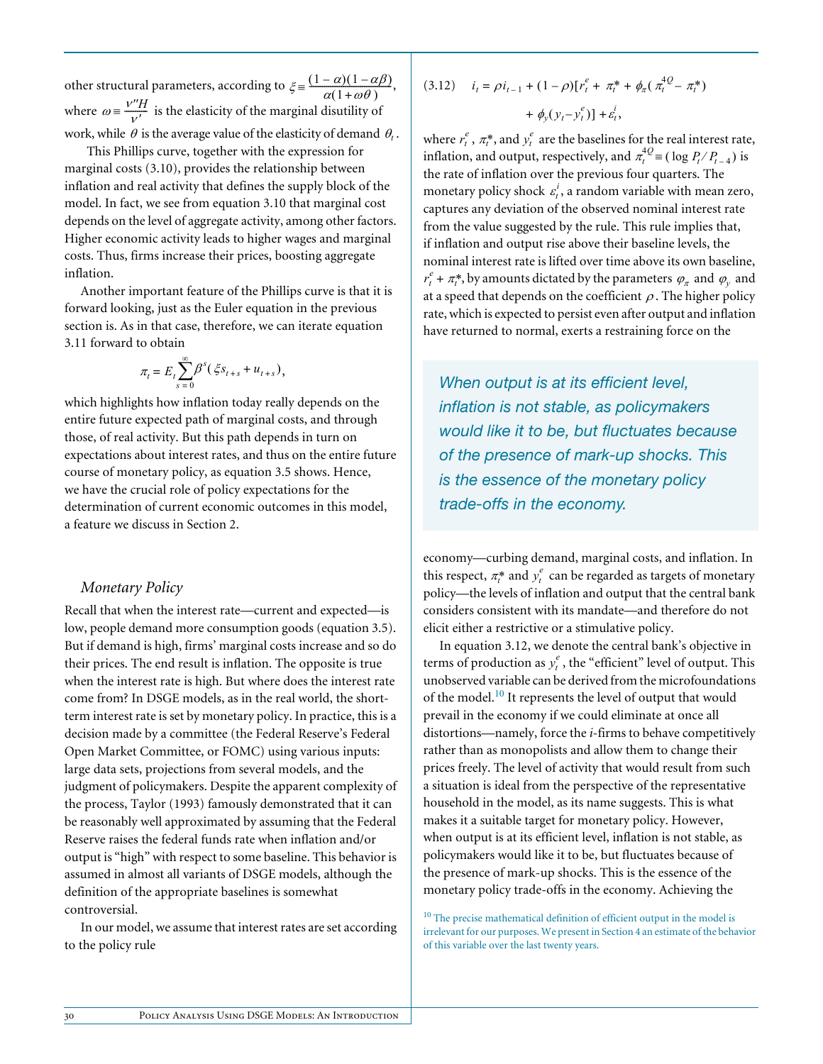other structural parameters, according to $\xi \equiv \frac{(1-\alpha)(1-\alpha\beta)}{\alpha(1+\omega\theta)}$, where $\omega \equiv \frac{v''H}{v'}$ is the elasticity of the marginal disutility of work, while $\theta$ is the average value of the elasticity of demand $\theta_t$.

This Phillips curve, together with the expression for marginal costs (3.10), provides the relationship between inflation and real activity that defines the supply block of the model. In fact, we see from equation 3.10 that marginal cost depends on the level of aggregate activity, among other factors. Higher economic activity leads to higher wages and marginal costs. Thus, firms increase their prices, boosting aggregate inflation.

Another important feature of the Phillips curve is that it is forward looking, just as the Euler equation in the previous section is. As in that case, therefore, we can iterate equation 3.11 forward to obtain

$$\pi_t = E_t \sum_{s=0}^{\infty} \beta^s (\xi s_{t+s} + u_{t+s}),$$

which highlights how inflation today really depends on the entire future expected path of marginal costs, and through those, of real activity. But this path depends in turn on expectations about interest rates, and thus on the entire future course of monetary policy, as equation 3.5 shows. Hence, we have the crucial role of policy expectations for the determination of current economic outcomes in this model, a feature we discuss in Section 2.

### *Monetary Policy*

Recall that when the interest rate—current and expected—is low, people demand more consumption goods (equation 3.5). But if demand is high, firms' marginal costs increase and so do their prices. The end result is inflation. The opposite is true when the interest rate is high. But where does the interest rate come from? In DSGE models, as in the real world, the short-term interest rate is set by monetary policy. In practice, this is a decision made by a committee (the Federal Reserve's Federal Open Market Committee, or FOMC) using various inputs: large data sets, projections from several models, and the judgment of policymakers. Despite the apparent complexity of the process, Taylor (1993) famously demonstrated that it can be reasonably well approximated by assuming that the Federal Reserve raises the federal funds rate when inflation and/or output is "high" with respect to some baseline. This behavior is assumed in almost all variants of DSGE models, although the definition of the appropriate baselines is somewhat controversial.

In our model, we assume that interest rates are set according to the policy rule

$$(3.12) \quad i_t = \rho i_{t-1} + (1-\rho)[r_t^e + \pi_t^* + \phi_\pi(\pi_t^{4Q} - \pi_t^*) + \phi_y(y_t - y_t^e)] + \varepsilon_t^i,$$

where $r_t^e$, $\pi_t^*$, and $y_t^e$ are the baselines for the real interest rate, inflation, and output, respectively, and $\pi_t^{4Q} \equiv (\log P_t / P_{t-4})$ is the rate of inflation over the previous four quarters. The monetary policy shock $\varepsilon_t^i$, a random variable with mean zero, captures any deviation of the observed nominal interest rate from the value suggested by the rule. This rule implies that, if inflation and output rise above their baseline levels, the nominal interest rate is lifted over time above its own baseline, $r_t^e + \pi_t^*$, by amounts dictated by the parameters $\varphi_\pi$ and $\varphi_y$ and at a speed that depends on the coefficient $\rho$. The higher policy rate, which is expected to persist even after output and inflation have returned to normal, exerts a restraining force on the economy—curbing demand, marginal costs, and inflation. In this respect, $\pi_t^*$ and $y_t^e$ can be regarded as targets of monetary policy—the levels of inflation and output that the central bank considers consistent with its mandate—and therefore do not elicit either a restrictive or a stimulative policy.

> *When output is at its efficient level, inflation is not stable, as policymakers would like it to be, but fluctuates because of the presence of mark-up shocks. This is the essence of the monetary policy trade-offs in the economy.*

In equation 3.12, we denote the central bank's objective in terms of production as $y_t^e$, the "efficient" level of output. This unobserved variable can be derived from the microfoundations of the model.[10] It represents the level of output that would prevail in the economy if we could eliminate at once all distortions—namely, force the *i*-firms to behave competitively rather than as monopolists and allow them to change their prices freely. The level of activity that would result from such a situation is ideal from the perspective of the representative household in the model, as its name suggests. This is what makes it a suitable target for monetary policy. However, when output is at its efficient level, inflation is not stable, as policymakers would like it to be, but fluctuates because of the presence of mark-up shocks. This is the essence of the monetary policy trade-offs in the economy. Achieving the

[10] The precise mathematical definition of efficient output in the model is irrelevant for our purposes. We present in Section 4 an estimate of the behavior of this variable over the last twenty years.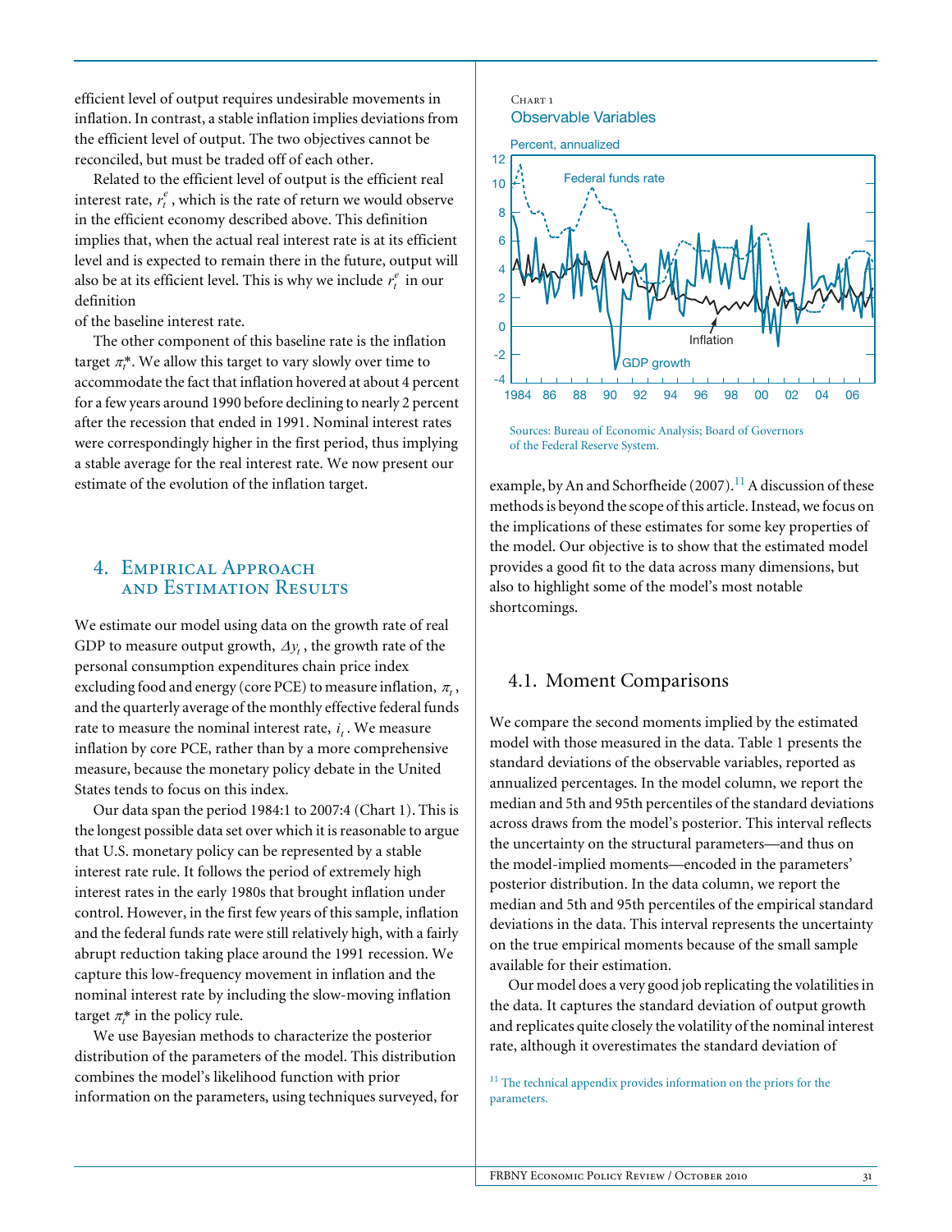efficient level of output requires undesirable movements in inflation. In contrast, a stable inflation implies deviations from the efficient level of output. The two objectives cannot be reconciled, but must be traded off of each other.

Related to the efficient level of output is the efficient real interest rate, $r_t^e$, which is the rate of return we would observe in the efficient economy described above. This definition implies that, when the actual real interest rate is at its efficient level and is expected to remain there in the future, output will also be at its efficient level. This is why we include $r_t^e$ in our definition of the baseline interest rate.

The other component of this baseline rate is the inflation target $\pi_t^*$. We allow this target to vary slowly over time to accommodate the fact that inflation hovered at about 4 percent for a few years around 1990 before declining to nearly 2 percent after the recession that ended in 1991. Nominal interest rates were correspondingly higher in the first period, thus implying a stable average for the real interest rate. We now present our estimate of the evolution of the inflation target.

## 4. Empirical Approach and Estimation Results

We estimate our model using data on the growth rate of real GDP to measure output growth, $\Delta y_t$, the growth rate of the personal consumption expenditures chain price index excluding food and energy (core PCE) to measure inflation, $\pi_t$, and the quarterly average of the monthly effective federal funds rate to measure the nominal interest rate, $i_t$. We measure inflation by core PCE, rather than by a more comprehensive measure, because the monetary policy debate in the United States tends to focus on this index.

Our data span the period 1984:1 to 2007:4 (Chart 1). This is the longest possible data set over which it is reasonable to argue that U.S. monetary policy can be represented by a stable interest rate rule. It follows the period of extremely high interest rates in the early 1980s that brought inflation under control. However, in the first few years of this sample, inflation and the federal funds rate were still relatively high, with a fairly abrupt reduction taking place around the 1991 recession. We capture this low-frequency movement in inflation and the nominal interest rate by including the slow-moving inflation target $\pi_t^*$ in the policy rule.

We use Bayesian methods to characterize the posterior distribution of the parameters of the model. This distribution combines the model's likelihood function with prior information on the parameters, using techniques surveyed, for example, by An and Schorfheide (2007).[11] A discussion of these methods is beyond the scope of this article. Instead, we focus on the implications of these estimates for some key properties of the model. Our objective is to show that the estimated model provides a good fit to the data across many dimensions, but also to highlight some of the model's most notable shortcomings.

Chart 1
Observable Variables

Sources: Bureau of Economic Analysis; Board of Governors of the Federal Reserve System.

### 4.1. Moment Comparisons

We compare the second moments implied by the estimated model with those measured in the data. Table 1 presents the standard deviations of the observable variables, reported as annualized percentages. In the model column, we report the median and 5th and 95th percentiles of the standard deviations across draws from the model's posterior. This interval reflects the uncertainty on the structural parameters—and thus on the model-implied moments—encoded in the parameters' posterior distribution. In the data column, we report the median and 5th and 95th percentiles of the empirical standard deviations in the data. This interval represents the uncertainty on the true empirical moments because of the small sample available for their estimation.

Our model does a very good job replicating the volatilities in the data. It captures the standard deviation of output growth and replicates quite closely the volatility of the nominal interest rate, although it overestimates the standard deviation of

[11] The technical appendix provides information on the priors for the parameters.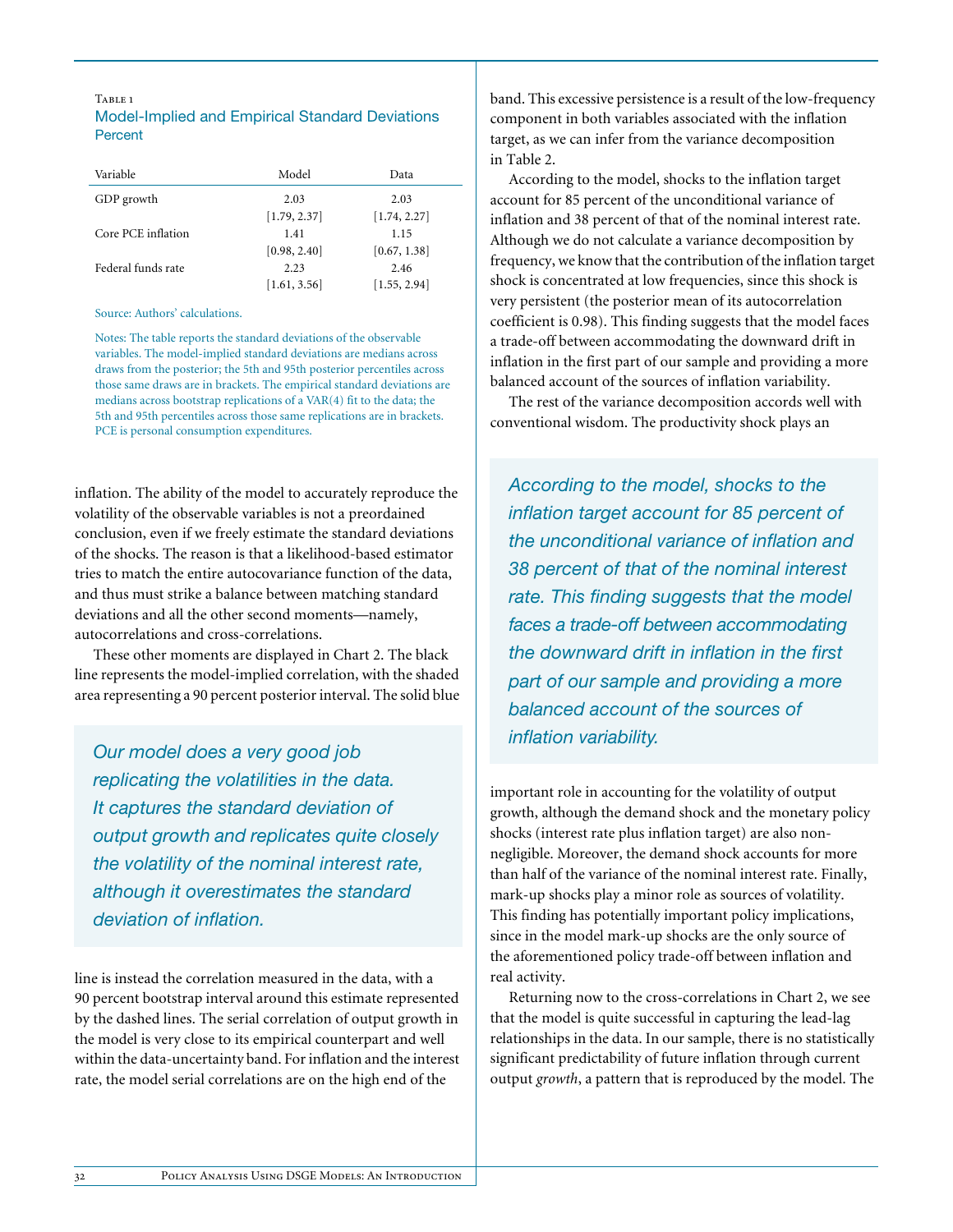Table 1
Model-Implied and Empirical Standard Deviations
Percent

| Variable | Model | Data |
|---|---|---|
| GDP growth | 2.03 | 2.03 |
| | [1.79, 2.37] | [1.74, 2.27] |
| Core PCE inflation | 1.41 | 1.15 |
| | [0.98, 2.40] | [0.67, 1.38] |
| Federal funds rate | 2.23 | 2.46 |
| | [1.61, 3.56] | [1.55, 2.94] |

Source: Authors' calculations.

Notes: The table reports the standard deviations of the observable variables. The model-implied standard deviations are medians across draws from the posterior; the 5th and 95th posterior percentiles across those same draws are in brackets. The empirical standard deviations are medians across bootstrap replications of a VAR(4) fit to the data; the 5th and 95th percentiles across those same replications are in brackets. PCE is personal consumption expenditures.

inflation. The ability of the model to accurately reproduce the volatility of the observable variables is not a preordained conclusion, even if we freely estimate the standard deviations of the shocks. The reason is that a likelihood-based estimator tries to match the entire autocovariance function of the data, and thus must strike a balance between matching standard deviations and all the other second moments—namely, autocorrelations and cross-correlations.

These other moments are displayed in Chart 2. The black line represents the model-implied correlation, with the shaded area representing a 90 percent posterior interval. The solid blue line is instead the correlation measured in the data, with a 90 percent bootstrap interval around this estimate represented by the dashed lines. The serial correlation of output growth in the model is very close to its empirical counterpart and well within the data-uncertainty band. For inflation and the interest rate, the model serial correlations are on the high end of the band. This excessive persistence is a result of the low-frequency component in both variables associated with the inflation target, as we can infer from the variance decomposition in Table 2.

> *Our model does a very good job replicating the volatilities in the data. It captures the standard deviation of output growth and replicates quite closely the volatility of the nominal interest rate, although it overestimates the standard deviation of inflation.*

According to the model, shocks to the inflation target account for 85 percent of the unconditional variance of inflation and 38 percent of that of the nominal interest rate. Although we do not calculate a variance decomposition by frequency, we know that the contribution of the inflation target shock is concentrated at low frequencies, since this shock is very persistent (the posterior mean of its autocorrelation coefficient is 0.98). This finding suggests that the model faces a trade-off between accommodating the downward drift in inflation in the first part of our sample and providing a more balanced account of the sources of inflation variability.

The rest of the variance decomposition accords well with conventional wisdom. The productivity shock plays an important role in accounting for the volatility of output growth, although the demand shock and the monetary policy shocks (interest rate plus inflation target) are also non-negligible. Moreover, the demand shock accounts for more than half of the variance of the nominal interest rate. Finally, mark-up shocks play a minor role as sources of volatility. This finding has potentially important policy implications, since in the model mark-up shocks are the only source of the aforementioned policy trade-off between inflation and real activity.

> *According to the model, shocks to the inflation target account for 85 percent of the unconditional variance of inflation and 38 percent of that of the nominal interest rate. This finding suggests that the model faces a trade-off between accommodating the downward drift in inflation in the first part of our sample and providing a more balanced account of the sources of inflation variability.*

Returning now to the cross-correlations in Chart 2, we see that the model is quite successful in capturing the lead-lag relationships in the data. In our sample, there is no statistically significant predictability of future inflation through current output *growth*, a pattern that is reproduced by the model. The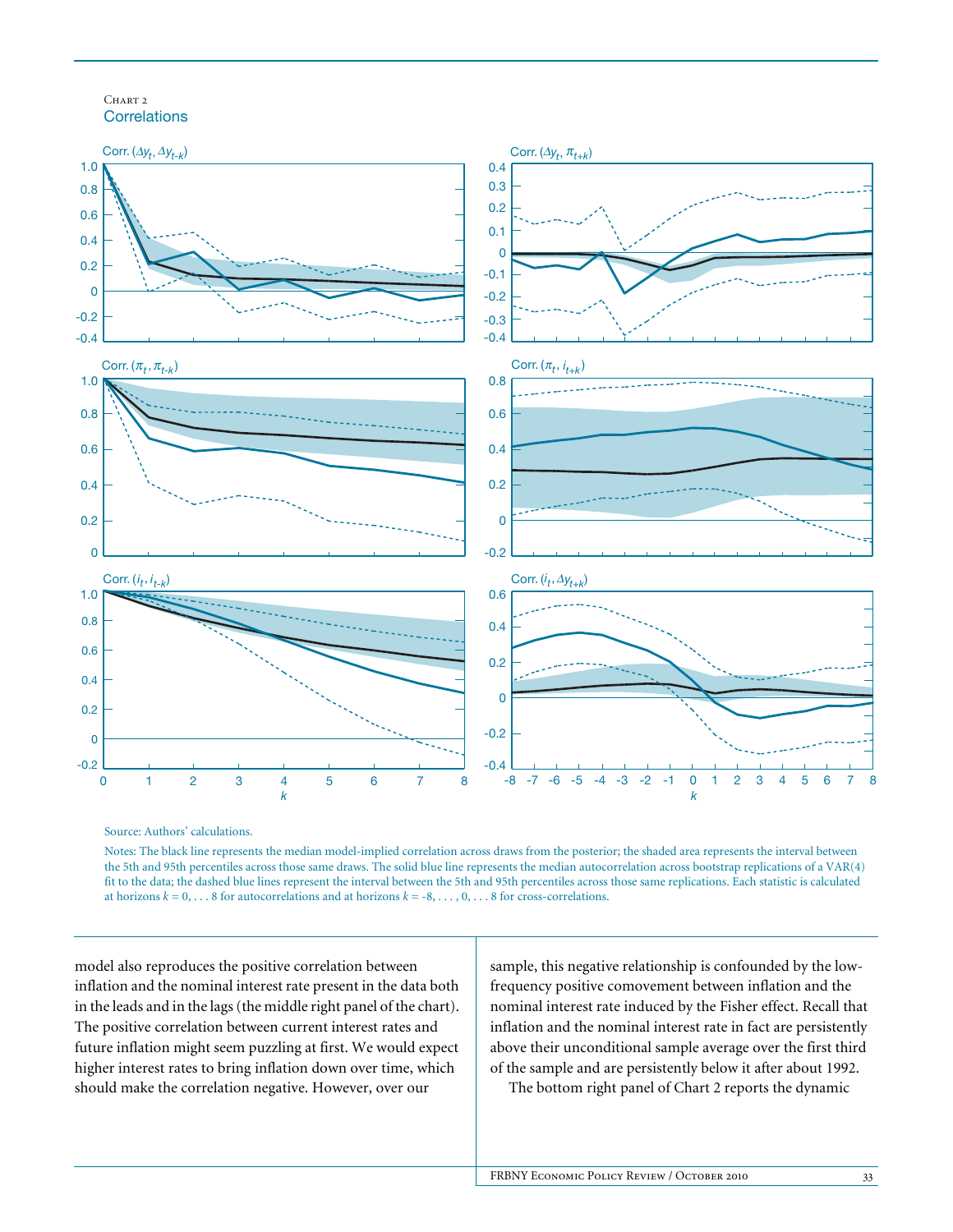Chart 2
Correlations

Source: Authors' calculations.

Notes: The black line represents the median model-implied correlation across draws from the posterior; the shaded area represents the interval between the 5th and 95th percentiles across those same draws. The solid blue line represents the median autocorrelation across bootstrap replications of a VAR(4) fit to the data; the dashed blue lines represent the interval between the 5th and 95th percentiles across those same replications. Each statistic is calculated at horizons $k = 0, \ldots 8$ for autocorrelations and at horizons $k = -8, \ldots, 0, \ldots 8$ for cross-correlations.

model also reproduces the positive correlation between inflation and the nominal interest rate present in the data both in the leads and in the lags (the middle right panel of the chart). The positive correlation between current interest rates and future inflation might seem puzzling at first. We would expect higher interest rates to bring inflation down over time, which should make the correlation negative. However, over our sample, this negative relationship is confounded by the low-frequency positive comovement between inflation and the nominal interest rate induced by the Fisher effect. Recall that inflation and the nominal interest rate in fact are persistently above their unconditional sample average over the first third of the sample and are persistently below it after about 1992.

The bottom right panel of Chart 2 reports the dynamic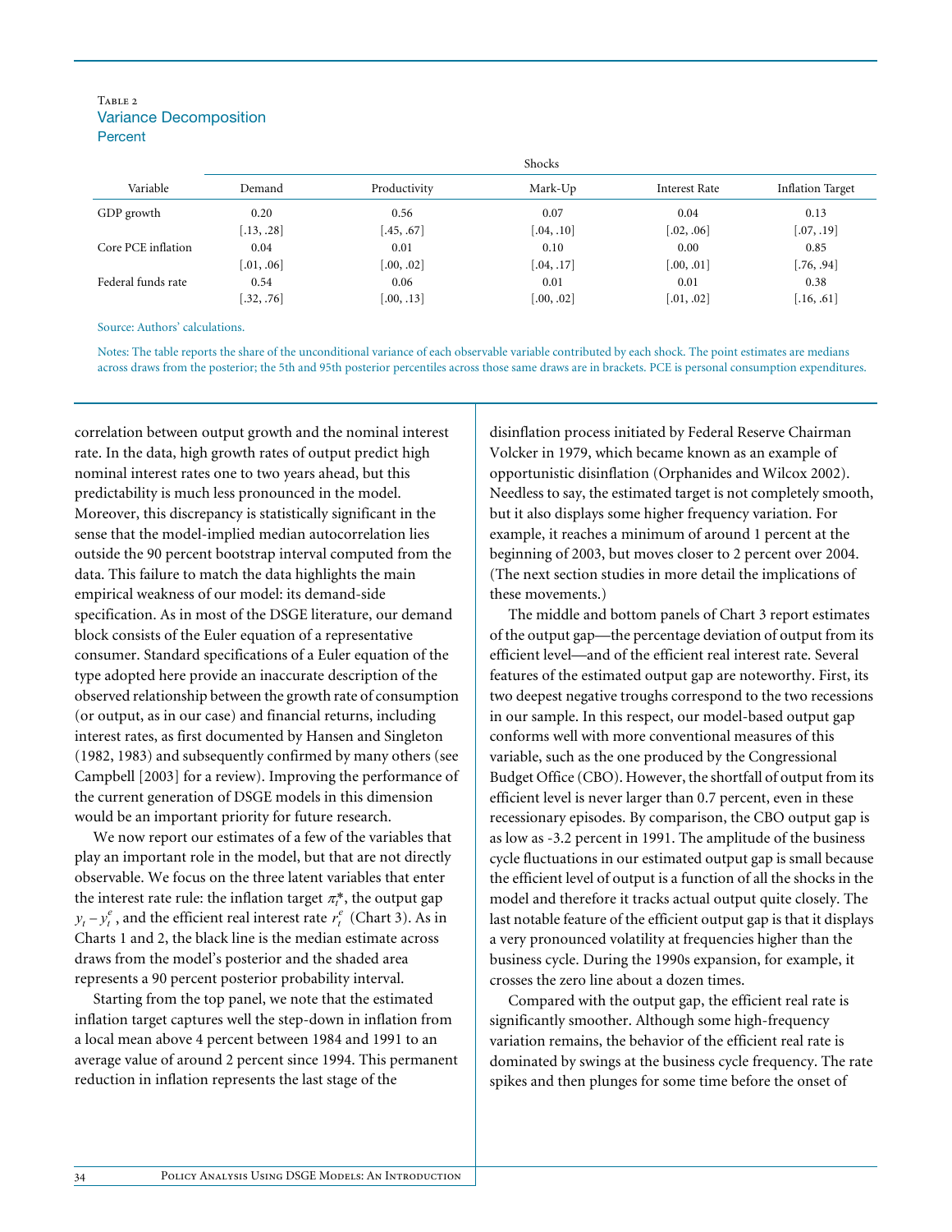Table 2

### Variance Decomposition

Percent

| Variable | Shocks | | | | |
|---|---|---|---|---|---|
| | Demand | Productivity | Mark-Up | Interest Rate | Inflation Target |
| GDP growth | 0.20 | 0.56 | 0.07 | 0.04 | 0.13 |
| | [.13, .28] | [.45, .67] | [.04, .10] | [.02, .06] | [.07, .19] |
| Core PCE inflation | 0.04 | 0.01 | 0.10 | 0.00 | 0.85 |
| | [.01, .06] | [.00, .02] | [.04, .17] | [.00, .01] | [.76, .94] |
| Federal funds rate | 0.54 | 0.06 | 0.01 | 0.01 | 0.38 |
| | [.32, .76] | [.00, .13] | [.00, .02] | [.01, .02] | [.16, .61] |

Source: Authors' calculations.

Notes: The table reports the share of the unconditional variance of each observable variable contributed by each shock. The point estimates are medians across draws from the posterior; the 5th and 95th posterior percentiles across those same draws are in brackets. PCE is personal consumption expenditures.

correlation between output growth and the nominal interest rate. In the data, high growth rates of output predict high nominal interest rates one to two years ahead, but this predictability is much less pronounced in the model. Moreover, this discrepancy is statistically significant in the sense that the model-implied median autocorrelation lies outside the 90 percent bootstrap interval computed from the data. This failure to match the data highlights the main empirical weakness of our model: its demand-side specification. As in most of the DSGE literature, our demand block consists of the Euler equation of a representative consumer. Standard specifications of a Euler equation of the type adopted here provide an inaccurate description of the observed relationship between the growth rate of consumption (or output, as in our case) and financial returns, including interest rates, as first documented by Hansen and Singleton (1982, 1983) and subsequently confirmed by many others (see Campbell [2003] for a review). Improving the performance of the current generation of DSGE models in this dimension would be an important priority for future research.

We now report our estimates of a few of the variables that play an important role in the model, but that are not directly observable. We focus on the three latent variables that enter the interest rate rule: the inflation target $\pi_t^*$, the output gap $y_t - y_t^e$, and the efficient real interest rate $r_t^e$ (Chart 3). As in Charts 1 and 2, the black line is the median estimate across draws from the model's posterior and the shaded area represents a 90 percent posterior probability interval.

Starting from the top panel, we note that the estimated inflation target captures well the step-down in inflation from a local mean above 4 percent between 1984 and 1991 to an average value of around 2 percent since 1994. This permanent reduction in inflation represents the last stage of the disinflation process initiated by Federal Reserve Chairman Volcker in 1979, which became known as an example of opportunistic disinflation (Orphanides and Wilcox 2002). Needless to say, the estimated target is not completely smooth, but it also displays some higher frequency variation. For example, it reaches a minimum of around 1 percent at the beginning of 2003, but moves closer to 2 percent over 2004. (The next section studies in more detail the implications of these movements.)

The middle and bottom panels of Chart 3 report estimates of the output gap—the percentage deviation of output from its efficient level—and of the efficient real interest rate. Several features of the estimated output gap are noteworthy. First, its two deepest negative troughs correspond to the two recessions in our sample. In this respect, our model-based output gap conforms well with more conventional measures of this variable, such as the one produced by the Congressional Budget Office (CBO). However, the shortfall of output from its efficient level is never larger than 0.7 percent, even in these recessionary episodes. By comparison, the CBO output gap is as low as -3.2 percent in 1991. The amplitude of the business cycle fluctuations in our estimated output gap is small because the efficient level of output is a function of all the shocks in the model and therefore it tracks actual output quite closely. The last notable feature of the efficient output gap is that it displays a very pronounced volatility at frequencies higher than the business cycle. During the 1990s expansion, for example, it crosses the zero line about a dozen times.

Compared with the output gap, the efficient real rate is significantly smoother. Although some high-frequency variation remains, the behavior of the efficient real rate is dominated by swings at the business cycle frequency. The rate spikes and then plunges for some time before the onset of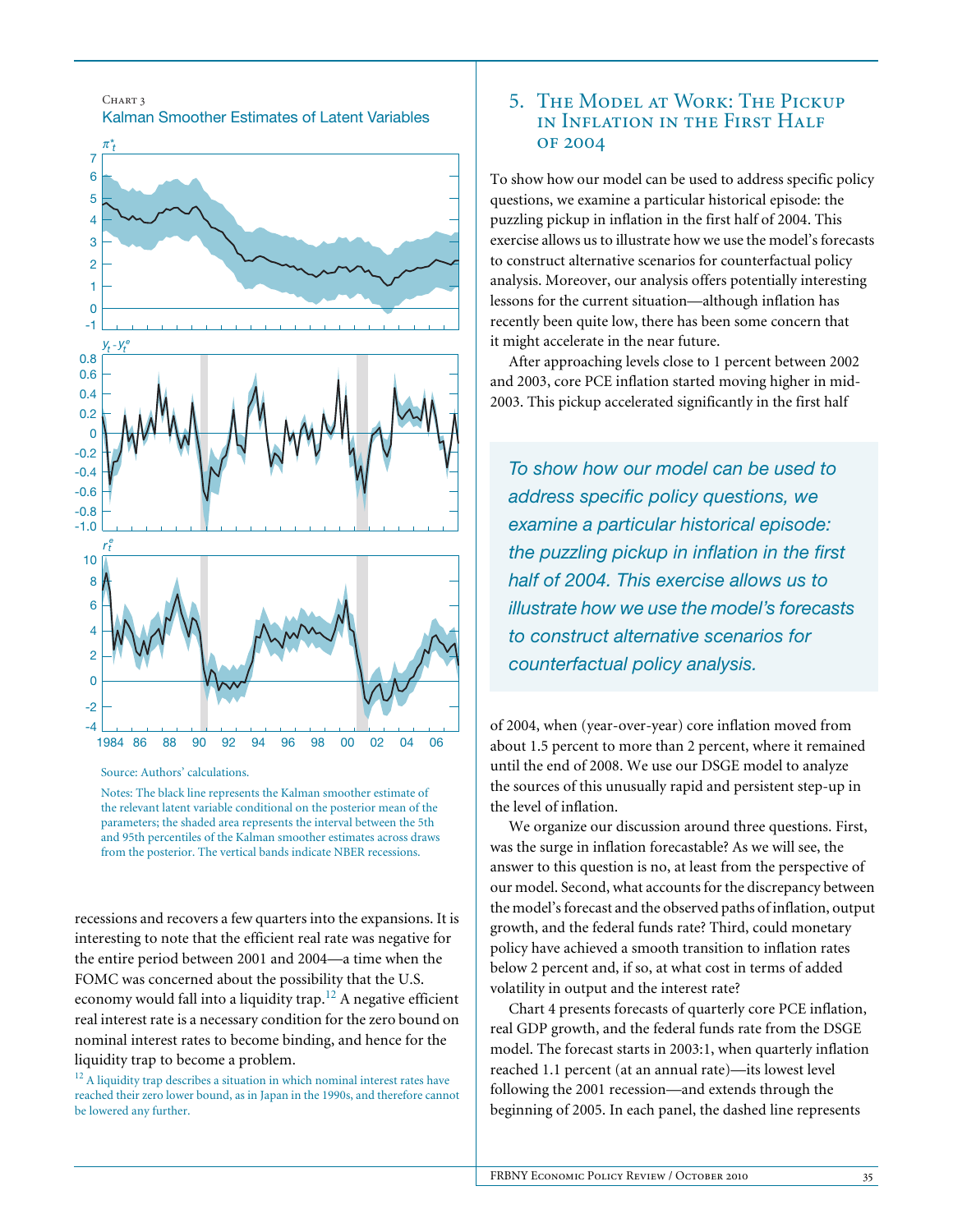Chart 3
Kalman Smoother Estimates of Latent Variables

Source: Authors' calculations.

Notes: The black line represents the Kalman smoother estimate of the relevant latent variable conditional on the posterior mean of the parameters; the shaded area represents the interval between the 5th and 95th percentiles of the Kalman smoother estimates across draws from the posterior. The vertical bands indicate NBER recessions.

recessions and recovers a few quarters into the expansions. It is interesting to note that the efficient real rate was negative for the entire period between 2001 and 2004—a time when the FOMC was concerned about the possibility that the U.S. economy would fall into a liquidity trap.[12] A negative efficient real interest rate is a necessary condition for the zero bound on nominal interest rates to become binding, and hence for the liquidity trap to become a problem.

[12] A liquidity trap describes a situation in which nominal interest rates have reached their zero lower bound, as in Japan in the 1990s, and therefore cannot be lowered any further.

## 5. The Model at Work: The Pickup in Inflation in the First Half of 2004

To show how our model can be used to address specific policy questions, we examine a particular historical episode: the puzzling pickup in inflation in the first half of 2004. This exercise allows us to illustrate how we use the model's forecasts to construct alternative scenarios for counterfactual policy analysis. Moreover, our analysis offers potentially interesting lessons for the current situation—although inflation has recently been quite low, there has been some concern that it might accelerate in the near future.

After approaching levels close to 1 percent between 2002 and 2003, core PCE inflation started moving higher in mid-2003. This pickup accelerated significantly in the first half of 2004, when (year-over-year) core inflation moved from about 1.5 percent to more than 2 percent, where it remained until the end of 2008. We use our DSGE model to analyze the sources of this unusually rapid and persistent step-up in the level of inflation.

> *To show how our model can be used to address specific policy questions, we examine a particular historical episode: the puzzling pickup in inflation in the first half of 2004. This exercise allows us to illustrate how we use the model's forecasts to construct alternative scenarios for counterfactual policy analysis.*

We organize our discussion around three questions. First, was the surge in inflation forecastable? As we will see, the answer to this question is no, at least from the perspective of our model. Second, what accounts for the discrepancy between the model's forecast and the observed paths of inflation, output growth, and the federal funds rate? Third, could monetary policy have achieved a smooth transition to inflation rates below 2 percent and, if so, at what cost in terms of added volatility in output and the interest rate?

Chart 4 presents forecasts of quarterly core PCE inflation, real GDP growth, and the federal funds rate from the DSGE model. The forecast starts in 2003:1, when quarterly inflation reached 1.1 percent (at an annual rate)—its lowest level following the 2001 recession—and extends through the beginning of 2005. In each panel, the dashed line represents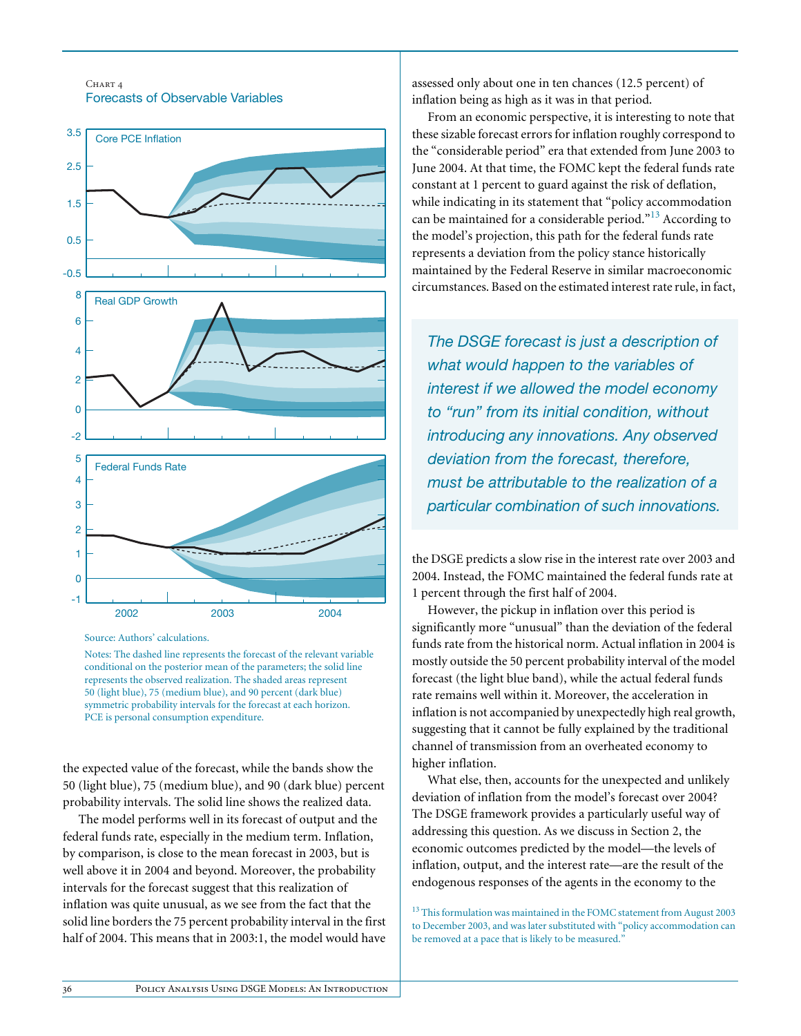Chart 4

Forecasts of Observable Variables

Source: Authors' calculations.

Notes: The dashed line represents the forecast of the relevant variable conditional on the posterior mean of the parameters; the solid line represents the observed realization. The shaded areas represent 50 (light blue), 75 (medium blue), and 90 percent (dark blue) symmetric probability intervals for the forecast at each horizon. PCE is personal consumption expenditure.

the expected value of the forecast, while the bands show the 50 (light blue), 75 (medium blue), and 90 (dark blue) percent probability intervals. The solid line shows the realized data.

The model performs well in its forecast of output and the federal funds rate, especially in the medium term. Inflation, by comparison, is close to the mean forecast in 2003, but is well above it in 2004 and beyond. Moreover, the probability intervals for the forecast suggest that this realization of inflation was quite unusual, as we see from the fact that the solid line borders the 75 percent probability interval in the first half of 2004. This means that in 2003:1, the model would have assessed only about one in ten chances (12.5 percent) of inflation being as high as it was in that period.

From an economic perspective, it is interesting to note that these sizable forecast errors for inflation roughly correspond to the "considerable period" era that extended from June 2003 to June 2004. At that time, the FOMC kept the federal funds rate constant at 1 percent to guard against the risk of deflation, while indicating in its statement that "policy accommodation can be maintained for a considerable period."[13] According to the model's projection, this path for the federal funds rate represents a deviation from the policy stance historically maintained by the Federal Reserve in similar macroeconomic circumstances. Based on the estimated interest rate rule, in fact, the DSGE predicts a slow rise in the interest rate over 2003 and 2004. Instead, the FOMC maintained the federal funds rate at 1 percent through the first half of 2004.

> *The DSGE forecast is just a description of what would happen to the variables of interest if we allowed the model economy to "run" from its initial condition, without introducing any innovations. Any observed deviation from the forecast, therefore, must be attributable to the realization of a particular combination of such innovations.*

However, the pickup in inflation over this period is significantly more "unusual" than the deviation of the federal funds rate from the historical norm. Actual inflation in 2004 is mostly outside the 50 percent probability interval of the model forecast (the light blue band), while the actual federal funds rate remains well within it. Moreover, the acceleration in inflation is not accompanied by unexpectedly high real growth, suggesting that it cannot be fully explained by the traditional channel of transmission from an overheated economy to higher inflation.

What else, then, accounts for the unexpected and unlikely deviation of inflation from the model's forecast over 2004? The DSGE framework provides a particularly useful way of addressing this question. As we discuss in Section 2, the economic outcomes predicted by the model—the levels of inflation, output, and the interest rate—are the result of the endogenous responses of the agents in the economy to the

[13] This formulation was maintained in the FOMC statement from August 2003 to December 2003, and was later substituted with "policy accommodation can be removed at a pace that is likely to be measured."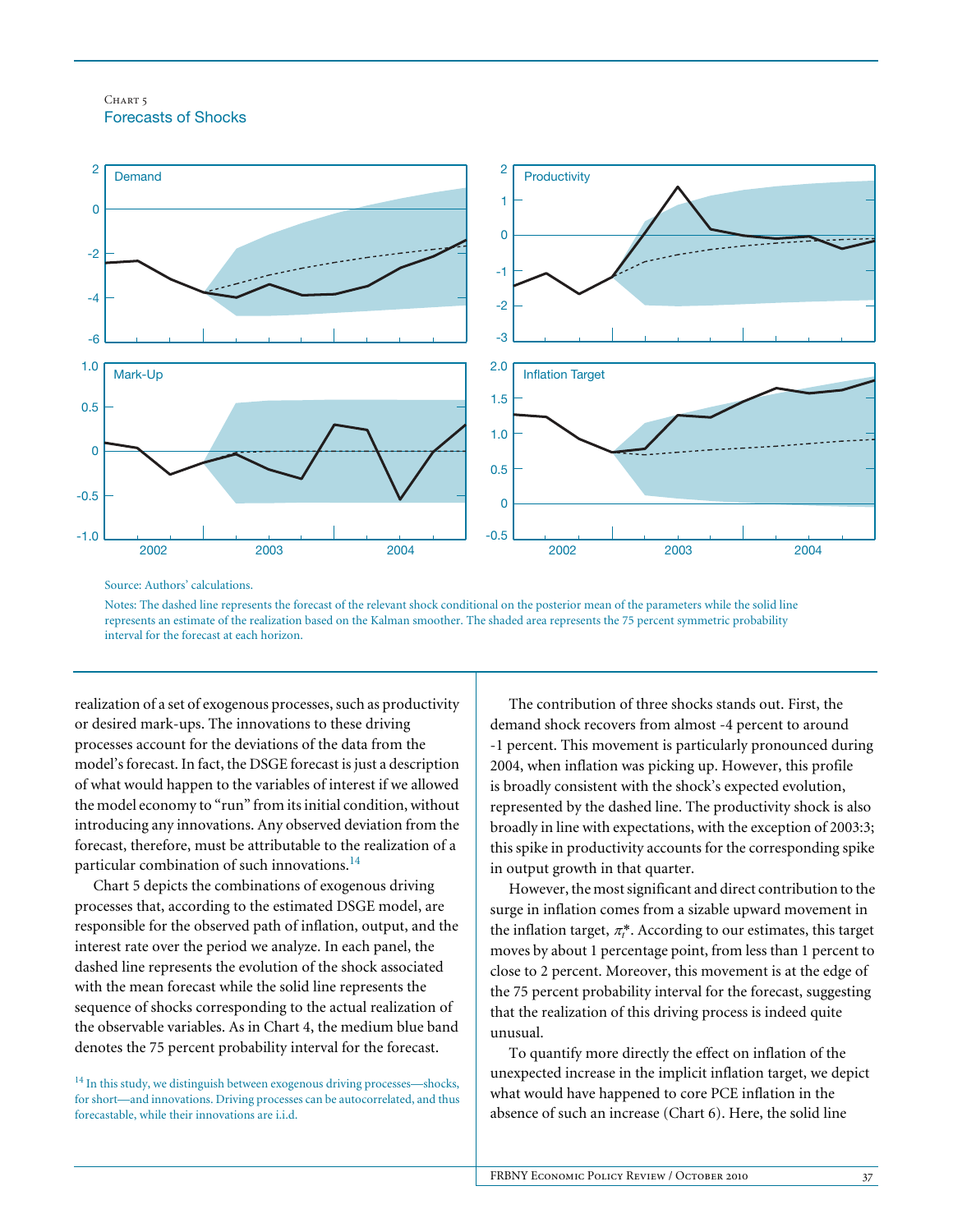Chart 5
Forecasts of Shocks

Source: Authors' calculations.

Notes: The dashed line represents the forecast of the relevant shock conditional on the posterior mean of the parameters while the solid line represents an estimate of the realization based on the Kalman smoother. The shaded area represents the 75 percent symmetric probability interval for the forecast at each horizon.

realization of a set of exogenous processes, such as productivity or desired mark-ups. The innovations to these driving processes account for the deviations of the data from the model's forecast. In fact, the DSGE forecast is just a description of what would happen to the variables of interest if we allowed the model economy to "run" from its initial condition, without introducing any innovations. Any observed deviation from the forecast, therefore, must be attributable to the realization of a particular combination of such innovations.[14]

Chart 5 depicts the combinations of exogenous driving processes that, according to the estimated DSGE model, are responsible for the observed path of inflation, output, and the interest rate over the period we analyze. In each panel, the dashed line represents the evolution of the shock associated with the mean forecast while the solid line represents the sequence of shocks corresponding to the actual realization of the observable variables. As in Chart 4, the medium blue band denotes the 75 percent probability interval for the forecast.

The contribution of three shocks stands out. First, the demand shock recovers from almost -4 percent to around -1 percent. This movement is particularly pronounced during 2004, when inflation was picking up. However, this profile is broadly consistent with the shock's expected evolution, represented by the dashed line. The productivity shock is also broadly in line with expectations, with the exception of 2003:3; this spike in productivity accounts for the corresponding spike in output growth in that quarter.

However, the most significant and direct contribution to the surge in inflation comes from a sizable upward movement in the inflation target, $\pi_t^*$. According to our estimates, this target moves by about 1 percentage point, from less than 1 percent to close to 2 percent. Moreover, this movement is at the edge of the 75 percent probability interval for the forecast, suggesting that the realization of this driving process is indeed quite unusual.

To quantify more directly the effect on inflation of the unexpected increase in the implicit inflation target, we depict what would have happened to core PCE inflation in the absence of such an increase (Chart 6). Here, the solid line

[14] In this study, we distinguish between exogenous driving processes—shocks, for short—and innovations. Driving processes can be autocorrelated, and thus forecastable, while their innovations are i.i.d.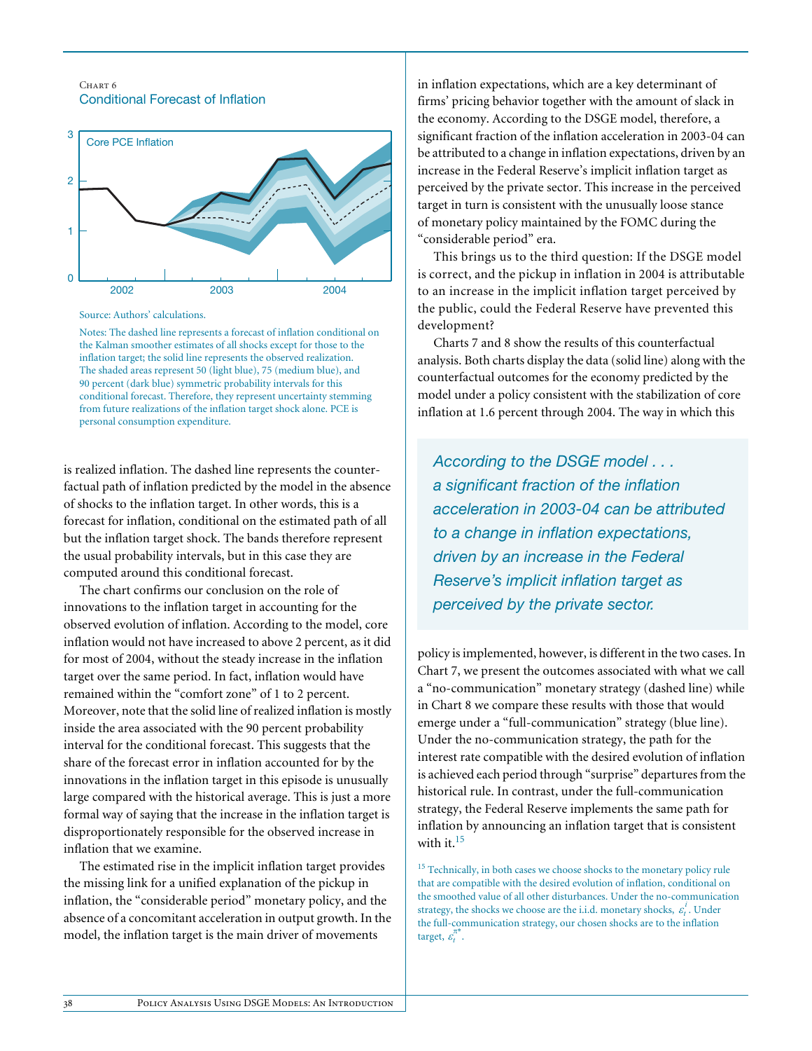Chart 6

Conditional Forecast of Inflation

Source: Authors' calculations.

Notes: The dashed line represents a forecast of inflation conditional on the Kalman smoother estimates of all shocks except for those to the inflation target; the solid line represents the observed realization. The shaded areas represent 50 (light blue), 75 (medium blue), and 90 percent (dark blue) symmetric probability intervals for this conditional forecast. Therefore, they represent uncertainty stemming from future realizations of the inflation target shock alone. PCE is personal consumption expenditure.

is realized inflation. The dashed line represents the counterfactual path of inflation predicted by the model in the absence of shocks to the inflation target. In other words, this is a forecast for inflation, conditional on the estimated path of all but the inflation target shock. The bands therefore represent the usual probability intervals, but in this case they are computed around this conditional forecast.

The chart confirms our conclusion on the role of innovations to the inflation target in accounting for the observed evolution of inflation. According to the model, core inflation would not have increased to above 2 percent, as it did for most of 2004, without the steady increase in the inflation target over the same period. In fact, inflation would have remained within the "comfort zone" of 1 to 2 percent. Moreover, note that the solid line of realized inflation is mostly inside the area associated with the 90 percent probability interval for the conditional forecast. This suggests that the share of the forecast error in inflation accounted for by the innovations in the inflation target in this episode is unusually large compared with the historical average. This is just a more formal way of saying that the increase in the inflation target is disproportionately responsible for the observed increase in inflation that we examine.

The estimated rise in the implicit inflation target provides the missing link for a unified explanation of the pickup in inflation, the "considerable period" monetary policy, and the absence of a concomitant acceleration in output growth. In the model, the inflation target is the main driver of movements in inflation expectations, which are a key determinant of firms' pricing behavior together with the amount of slack in the economy. According to the DSGE model, therefore, a significant fraction of the inflation acceleration in 2003-04 can be attributed to a change in inflation expectations, driven by an increase in the Federal Reserve's implicit inflation target as perceived by the private sector. This increase in the perceived target in turn is consistent with the unusually loose stance of monetary policy maintained by the FOMC during the "considerable period" era.

This brings us to the third question: If the DSGE model is correct, and the pickup in inflation in 2004 is attributable to an increase in the implicit inflation target perceived by the public, could the Federal Reserve have prevented this development?

Charts 7 and 8 show the results of this counterfactual analysis. Both charts display the data (solid line) along with the counterfactual outcomes for the economy predicted by the model under a policy consistent with the stabilization of core inflation at 1.6 percent through 2004. The way in which this policy is implemented, however, is different in the two cases. In Chart 7, we present the outcomes associated with what we call a "no-communication" monetary strategy (dashed line) while in Chart 8 we compare these results with those that would emerge under a "full-communication" strategy (blue line). Under the no-communication strategy, the path for the interest rate compatible with the desired evolution of inflation is achieved each period through "surprise" departures from the historical rule. In contrast, under the full-communication strategy, the Federal Reserve implements the same path for inflation by announcing an inflation target that is consistent with it.[15]

> *According to the DSGE model . . . a significant fraction of the inflation acceleration in 2003-04 can be attributed to a change in inflation expectations, driven by an increase in the Federal Reserve's implicit inflation target as perceived by the private sector.*

[15] Technically, in both cases we choose shocks to the monetary policy rule that are compatible with the desired evolution of inflation, conditional on the smoothed value of all other disturbances. Under the no-communication strategy, the shocks we choose are the i.i.d. monetary shocks, $\varepsilon_t^i$. Under the full-communication strategy, our chosen shocks are to the inflation target, $\varepsilon_t^{\pi^*}$.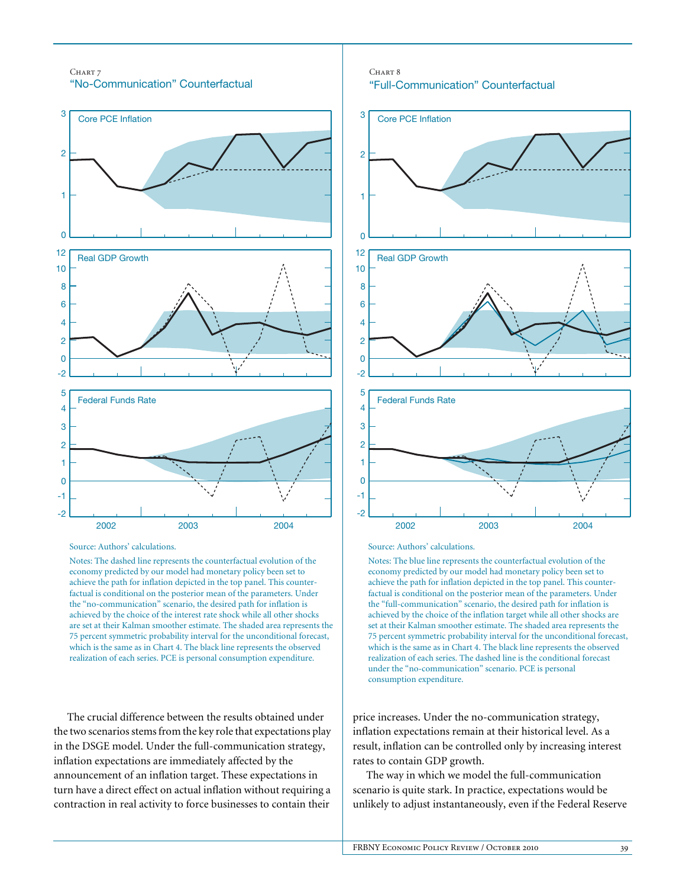Chart 7
"No-Communication" Counterfactual

Source: Authors' calculations.

Notes: The dashed line represents the counterfactual evolution of the economy predicted by our model had monetary policy been set to achieve the path for inflation depicted in the top panel. This counterfactual is conditional on the posterior mean of the parameters. Under the "no-communication" scenario, the desired path for inflation is achieved by the choice of the interest rate shock while all other shocks are set at their Kalman smoother estimate. The shaded area represents the 75 percent symmetric probability interval for the unconditional forecast, which is the same as in Chart 4. The black line represents the observed realization of each series. PCE is personal consumption expenditure.

Chart 8
"Full-Communication" Counterfactual

Source: Authors' calculations.

Notes: The blue line represents the counterfactual evolution of the economy predicted by our model had monetary policy been set to achieve the path for inflation depicted in the top panel. This counterfactual is conditional on the posterior mean of the parameters. Under the "full-communication" scenario, the desired path for inflation is achieved by the choice of the inflation target while all other shocks are set at their Kalman smoother estimate. The shaded area represents the 75 percent symmetric probability interval for the unconditional forecast, which is the same as in Chart 4. The black line represents the observed realization of each series. The dashed line is the conditional forecast under the "no-communication" scenario. PCE is personal consumption expenditure.

The crucial difference between the results obtained under the two scenarios stems from the key role that expectations play in the DSGE model. Under the full-communication strategy, inflation expectations are immediately affected by the announcement of an inflation target. These expectations in turn have a direct effect on actual inflation without requiring a contraction in real activity to force businesses to contain their price increases. Under the no-communication strategy, inflation expectations remain at their historical level. As a result, inflation can be controlled only by increasing interest rates to contain GDP growth.

The way in which we model the full-communication scenario is quite stark. In practice, expectations would be unlikely to adjust instantaneously, even if the Federal Reserve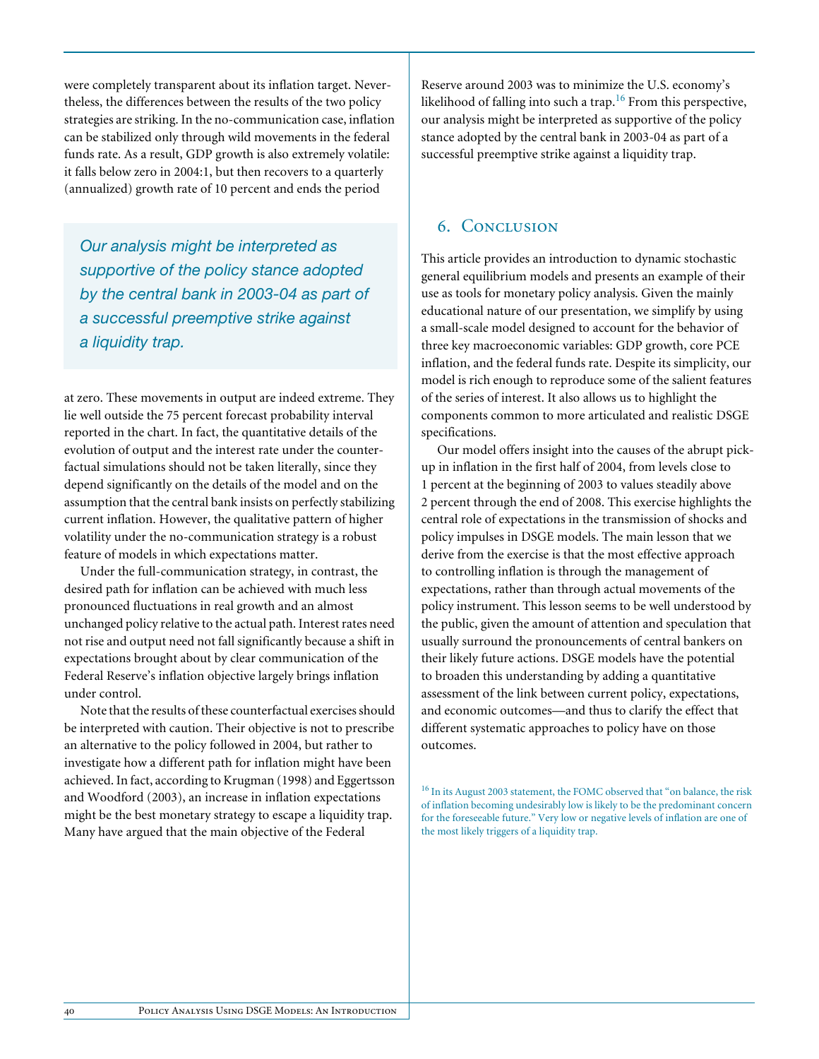were completely transparent about its inflation target. Nevertheless, the differences between the results of the two policy strategies are striking. In the no-communication case, inflation can be stabilized only through wild movements in the federal funds rate. As a result, GDP growth is also extremely volatile: it falls below zero in 2004:1, but then recovers to a quarterly (annualized) growth rate of 10 percent and ends the period at zero. These movements in output are indeed extreme. They lie well outside the 75 percent forecast probability interval reported in the chart. In fact, the quantitative details of the evolution of output and the interest rate under the counterfactual simulations should not be taken literally, since they depend significantly on the details of the model and on the assumption that the central bank insists on perfectly stabilizing current inflation. However, the qualitative pattern of higher volatility under the no-communication strategy is a robust feature of models in which expectations matter.

> *Our analysis might be interpreted as supportive of the policy stance adopted by the central bank in 2003-04 as part of a successful preemptive strike against a liquidity trap.*

Under the full-communication strategy, in contrast, the desired path for inflation can be achieved with much less pronounced fluctuations in real growth and an almost unchanged policy relative to the actual path. Interest rates need not rise and output need not fall significantly because a shift in expectations brought about by clear communication of the Federal Reserve's inflation objective largely brings inflation under control.

Note that the results of these counterfactual exercises should be interpreted with caution. Their objective is not to prescribe an alternative to the policy followed in 2004, but rather to investigate how a different path for inflation might have been achieved. In fact, according to Krugman (1998) and Eggertsson and Woodford (2003), an increase in inflation expectations might be the best monetary strategy to escape a liquidity trap. Many have argued that the main objective of the Federal Reserve around 2003 was to minimize the U.S. economy's likelihood of falling into such a trap.[16] From this perspective, our analysis might be interpreted as supportive of the policy stance adopted by the central bank in 2003-04 as part of a successful preemptive strike against a liquidity trap.

## 6. Conclusion

This article provides an introduction to dynamic stochastic general equilibrium models and presents an example of their use as tools for monetary policy analysis. Given the mainly educational nature of our presentation, we simplify by using a small-scale model designed to account for the behavior of three key macroeconomic variables: GDP growth, core PCE inflation, and the federal funds rate. Despite its simplicity, our model is rich enough to reproduce some of the salient features of the series of interest. It also allows us to highlight the components common to more articulated and realistic DSGE specifications.

Our model offers insight into the causes of the abrupt pick-up in inflation in the first half of 2004, from levels close to 1 percent at the beginning of 2003 to values steadily above 2 percent through the end of 2008. This exercise highlights the central role of expectations in the transmission of shocks and policy impulses in DSGE models. The main lesson that we derive from the exercise is that the most effective approach to controlling inflation is through the management of expectations, rather than through actual movements of the policy instrument. This lesson seems to be well understood by the public, given the amount of attention and speculation that usually surround the pronouncements of central bankers on their likely future actions. DSGE models have the potential to broaden this understanding by adding a quantitative assessment of the link between current policy, expectations, and economic outcomes—and thus to clarify the effect that different systematic approaches to policy have on those outcomes.

[16] In its August 2003 statement, the FOMC observed that "on balance, the risk of inflation becoming undesirably low is likely to be the predominant concern for the foreseeable future." Very low or negative levels of inflation are one of the most likely triggers of a liquidity trap.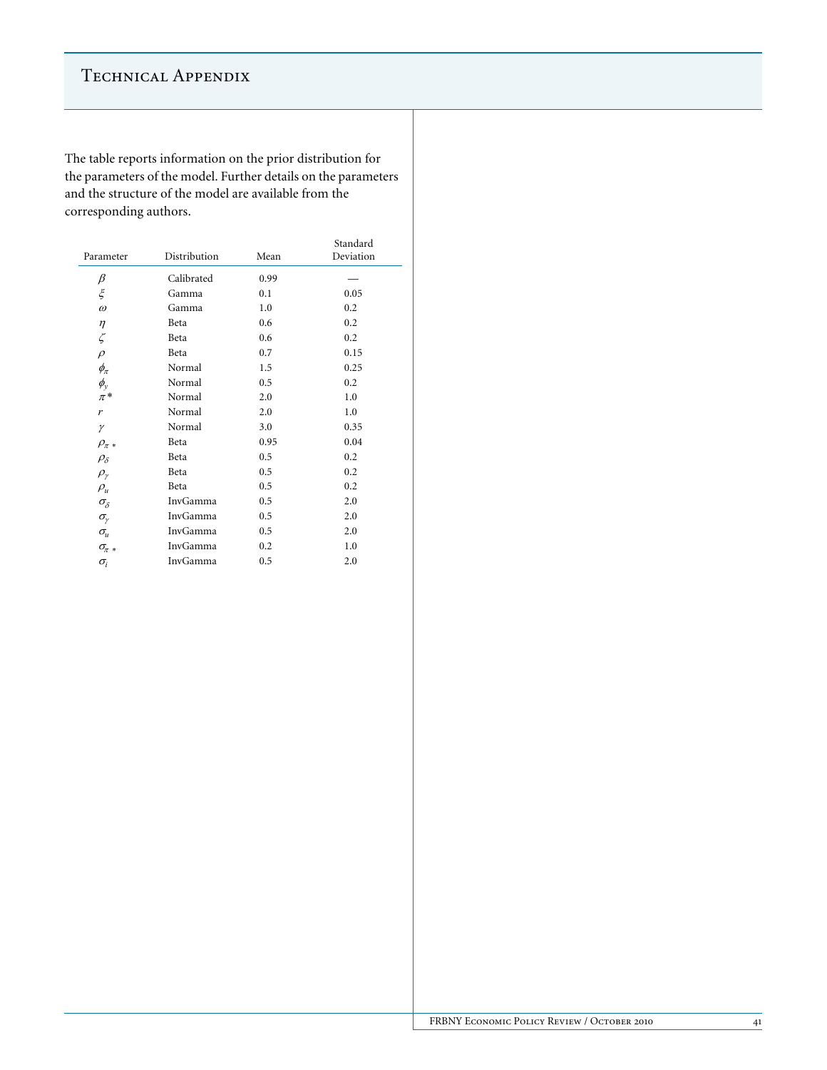# Technical Appendix

The table reports information on the prior distribution for the parameters of the model. Further details on the parameters and the structure of the model are available from the corresponding authors.

| Parameter | Distribution | Mean | Standard Deviation |
|---|---|---|---|
| $\beta$ | Calibrated | 0.99 | — |
| $\xi$ | Gamma | 0.1 | 0.05 |
| $\omega$ | Gamma | 1.0 | 0.2 |
| $\eta$ | Beta | 0.6 | 0.2 |
| $\zeta$ | Beta | 0.6 | 0.2 |
| $\rho$ | Beta | 0.7 | 0.15 |
| $\phi_\pi$ | Normal | 1.5 | 0.25 |
| $\phi_y$ | Normal | 0.5 | 0.2 |
| $\pi^*$ | Normal | 2.0 | 1.0 |
| $r$ | Normal | 2.0 | 1.0 |
| $\gamma$ | Normal | 3.0 | 0.35 |
| $\rho_{\pi^*}$ | Beta | 0.95 | 0.04 |
| $\rho_\delta$ | Beta | 0.5 | 0.2 |
| $\rho_\gamma$ | Beta | 0.5 | 0.2 |
| $\rho_u$ | Beta | 0.5 | 0.2 |
| $\sigma_\delta$ | InvGamma | 0.5 | 2.0 |
| $\sigma_\gamma$ | InvGamma | 0.5 | 2.0 |
| $\sigma_u$ | InvGamma | 0.5 | 2.0 |
| $\sigma_{\pi^*}$ | InvGamma | 0.2 | 1.0 |
| $\sigma_i$ | InvGamma | 0.5 | 2.0 |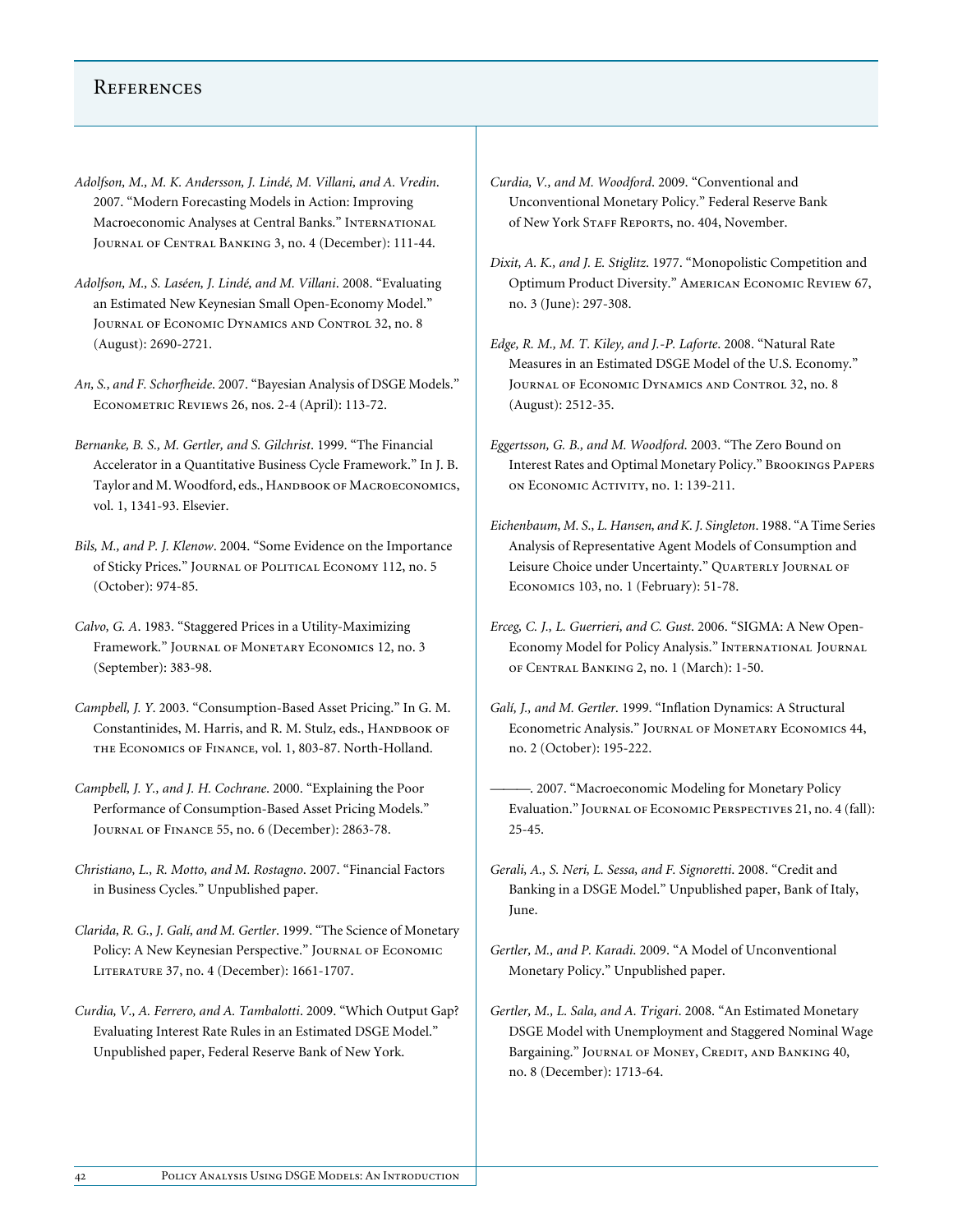## References

*Adolfson, M., M. K. Andersson, J. Lindé, M. Villani, and A. Vredin.* 2007. "Modern Forecasting Models in Action: Improving Macroeconomic Analyses at Central Banks." International Journal of Central Banking 3, no. 4 (December): 111-44.

*Adolfson, M., S. Laséen, J. Lindé, and M. Villani.* 2008. "Evaluating an Estimated New Keynesian Small Open-Economy Model." Journal of Economic Dynamics and Control 32, no. 8 (August): 2690-2721.

*An, S., and F. Schorfheide.* 2007. "Bayesian Analysis of DSGE Models." Econometric Reviews 26, nos. 2-4 (April): 113-72.

*Bernanke, B. S., M. Gertler, and S. Gilchrist.* 1999. "The Financial Accelerator in a Quantitative Business Cycle Framework." In J. B. Taylor and M. Woodford, eds., Handbook of Macroeconomics, vol. 1, 1341-93. Elsevier.

*Bils, M., and P. J. Klenow.* 2004. "Some Evidence on the Importance of Sticky Prices." Journal of Political Economy 112, no. 5 (October): 974-85.

*Calvo, G. A.* 1983. "Staggered Prices in a Utility-Maximizing Framework." Journal of Monetary Economics 12, no. 3 (September): 383-98.

*Campbell, J. Y.* 2003. "Consumption-Based Asset Pricing." In G. M. Constantinides, M. Harris, and R. M. Stulz, eds., Handbook of the Economics of Finance, vol. 1, 803-87. North-Holland.

*Campbell, J. Y., and J. H. Cochrane.* 2000. "Explaining the Poor Performance of Consumption-Based Asset Pricing Models." Journal of Finance 55, no. 6 (December): 2863-78.

*Christiano, L., R. Motto, and M. Rostagno.* 2007. "Financial Factors in Business Cycles." Unpublished paper.

*Clarida, R. G., J. Galí, and M. Gertler.* 1999. "The Science of Monetary Policy: A New Keynesian Perspective." Journal of Economic Literature 37, no. 4 (December): 1661-1707.

*Curdia, V., A. Ferrero, and A. Tambalotti.* 2009. "Which Output Gap? Evaluating Interest Rate Rules in an Estimated DSGE Model." Unpublished paper, Federal Reserve Bank of New York.

*Curdia, V., and M. Woodford.* 2009. "Conventional and Unconventional Monetary Policy." Federal Reserve Bank of New York Staff Reports, no. 404, November.

*Dixit, A. K., and J. E. Stiglitz.* 1977. "Monopolistic Competition and Optimum Product Diversity." American Economic Review 67, no. 3 (June): 297-308.

*Edge, R. M., M. T. Kiley, and J.-P. Laforte.* 2008. "Natural Rate Measures in an Estimated DSGE Model of the U.S. Economy." Journal of Economic Dynamics and Control 32, no. 8 (August): 2512-35.

*Eggertsson, G. B., and M. Woodford.* 2003. "The Zero Bound on Interest Rates and Optimal Monetary Policy." Brookings Papers on Economic Activity, no. 1: 139-211.

*Eichenbaum, M. S., L. Hansen, and K. J. Singleton.* 1988. "A Time Series Analysis of Representative Agent Models of Consumption and Leisure Choice under Uncertainty." Quarterly Journal of Economics 103, no. 1 (February): 51-78.

*Erceg, C. J., L. Guerrieri, and C. Gust.* 2006. "SIGMA: A New Open-Economy Model for Policy Analysis." International Journal of Central Banking 2, no. 1 (March): 1-50.

*Galí, J., and M. Gertler.* 1999. "Inflation Dynamics: A Structural Econometric Analysis." Journal of Monetary Economics 44, no. 2 (October): 195-222.

———. 2007. "Macroeconomic Modeling for Monetary Policy Evaluation." Journal of Economic Perspectives 21, no. 4 (fall): 25-45.

*Gerali, A., S. Neri, L. Sessa, and F. Signoretti.* 2008. "Credit and Banking in a DSGE Model." Unpublished paper, Bank of Italy, June.

*Gertler, M., and P. Karadi.* 2009. "A Model of Unconventional Monetary Policy." Unpublished paper.

*Gertler, M., L. Sala, and A. Trigari.* 2008. "An Estimated Monetary DSGE Model with Unemployment and Staggered Nominal Wage Bargaining." Journal of Money, Credit, and Banking 40, no. 8 (December): 1713-64.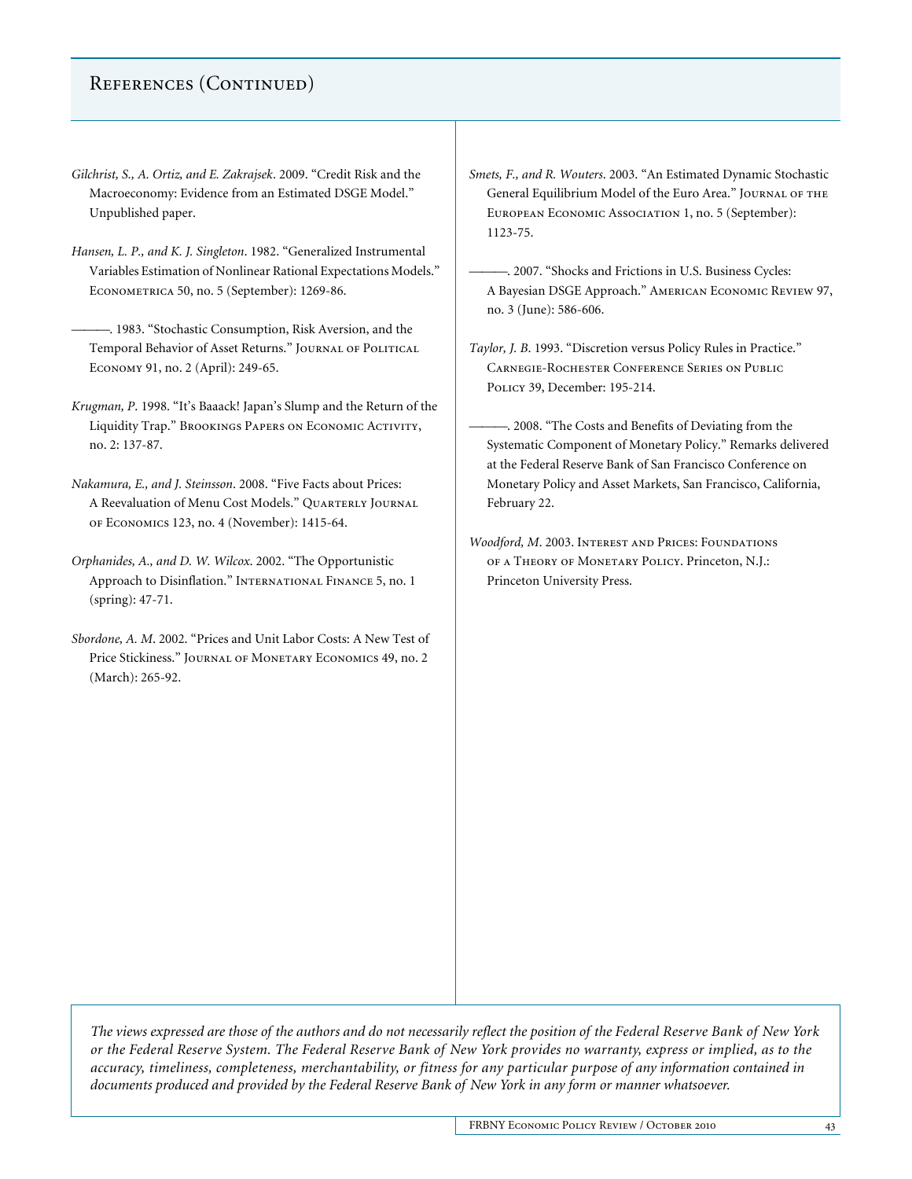## References (Continued)

*Gilchrist, S., A. Ortiz, and E. Zakrajsek*. 2009. "Credit Risk and the Macroeconomy: Evidence from an Estimated DSGE Model." Unpublished paper.

*Hansen, L. P., and K. J. Singleton*. 1982. "Generalized Instrumental Variables Estimation of Nonlinear Rational Expectations Models." Econometrica 50, no. 5 (September): 1269-86.

———. 1983. "Stochastic Consumption, Risk Aversion, and the Temporal Behavior of Asset Returns." Journal of Political Economy 91, no. 2 (April): 249-65.

*Krugman, P*. 1998. "It's Baaack! Japan's Slump and the Return of the Liquidity Trap." Brookings Papers on Economic Activity, no. 2: 137-87.

*Nakamura, E., and J. Steinsson*. 2008. "Five Facts about Prices: A Reevaluation of Menu Cost Models." Quarterly Journal of Economics 123, no. 4 (November): 1415-64.

*Orphanides, A., and D. W. Wilcox*. 2002. "The Opportunistic Approach to Disinflation." International Finance 5, no. 1 (spring): 47-71.

*Sbordone, A. M*. 2002. "Prices and Unit Labor Costs: A New Test of Price Stickiness." Journal of Monetary Economics 49, no. 2 (March): 265-92.

*Smets, F., and R. Wouters*. 2003. "An Estimated Dynamic Stochastic General Equilibrium Model of the Euro Area." Journal of the European Economic Association 1, no. 5 (September): 1123-75.

———. 2007. "Shocks and Frictions in U.S. Business Cycles: A Bayesian DSGE Approach." American Economic Review 97, no. 3 (June): 586-606.

*Taylor, J. B*. 1993. "Discretion versus Policy Rules in Practice." Carnegie-Rochester Conference Series on Public Policy 39, December: 195-214.

———. 2008. "The Costs and Benefits of Deviating from the Systematic Component of Monetary Policy." Remarks delivered at the Federal Reserve Bank of San Francisco Conference on Monetary Policy and Asset Markets, San Francisco, California, February 22.

*Woodford, M*. 2003. Interest and Prices: Foundations of a Theory of Monetary Policy. Princeton, N.J.: Princeton University Press.

*The views expressed are those of the authors and do not necessarily reflect the position of the Federal Reserve Bank of New York or the Federal Reserve System. The Federal Reserve Bank of New York provides no warranty, express or implied, as to the accuracy, timeliness, completeness, merchantability, or fitness for any particular purpose of any information contained in documents produced and provided by the Federal Reserve Bank of New York in any form or manner whatsoever.*